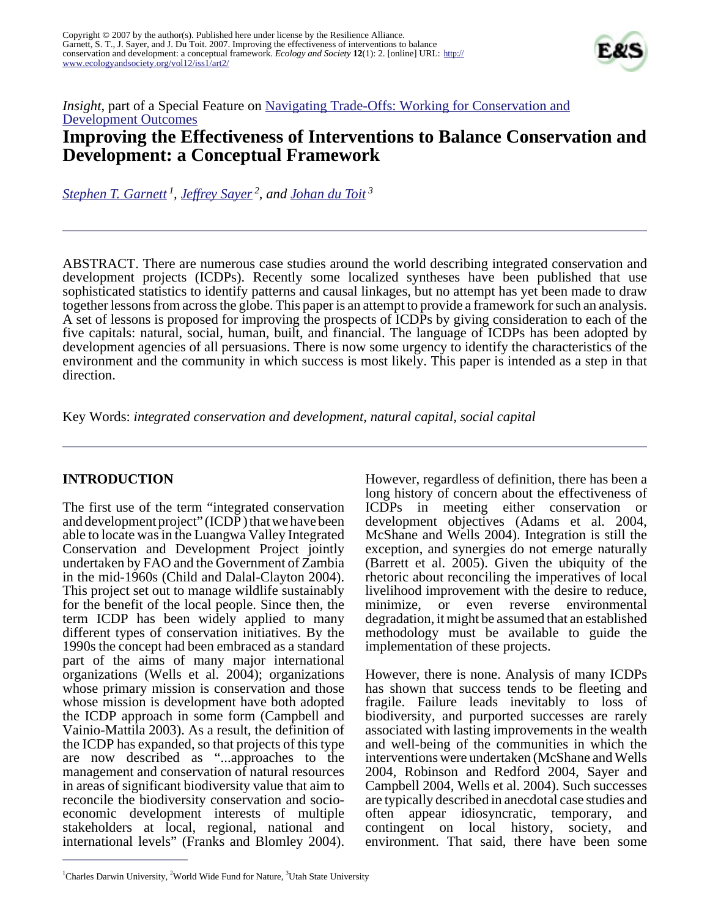Copyright © 2007 by the author(s). Published here under license by the Resilience Alliance.
Garnett, S. T., J. Sayer, and J. Du Toit. 2007. Improving the effectiveness of interventions to balance conservation and development: a conceptual framework. *Ecology and Society* **12**(1): 2. [online] URL: http://www.ecologyandsociety.org/vol12/iss1/art2/

*Insight*, part of a Special Feature on Navigating Trade-Offs: Working for Conservation and Development Outcomes

# Improving the Effectiveness of Interventions to Balance Conservation and Development: a Conceptual Framework

*Stephen T. Garnett* [1], *Jeffrey Sayer* [2], *and Johan du Toit* [3]

ABSTRACT. There are numerous case studies around the world describing integrated conservation and development projects (ICDPs). Recently some localized syntheses have been published that use sophisticated statistics to identify patterns and causal linkages, but no attempt has yet been made to draw together lessons from across the globe. This paper is an attempt to provide a framework for such an analysis. A set of lessons is proposed for improving the prospects of ICDPs by giving consideration to each of the five capitals: natural, social, human, built, and financial. The language of ICDPs has been adopted by development agencies of all persuasions. There is now some urgency to identify the characteristics of the environment and the community in which success is most likely. This paper is intended as a step in that direction.

Key Words: *integrated conservation and development, natural capital, social capital*

## INTRODUCTION

The first use of the term "integrated conservation and development project" (ICDP) that we have been able to locate was in the Luangwa Valley Integrated Conservation and Development Project jointly undertaken by FAO and the Government of Zambia in the mid-1960s (Child and Dalal-Clayton 2004). This project set out to manage wildlife sustainably for the benefit of the local people. Since then, the term ICDP has been widely applied to many different types of conservation initiatives. By the 1990s the concept had been embraced as a standard part of the aims of many major international organizations (Wells et al. 2004); organizations whose primary mission is conservation and those whose mission is development have both adopted the ICDP approach in some form (Campbell and Vainio-Mattila 2003). As a result, the definition of the ICDP has expanded, so that projects of this type are now described as "...approaches to the management and conservation of natural resources in areas of significant biodiversity value that aim to reconcile the biodiversity conservation and socio-economic development interests of multiple stakeholders at local, regional, national and international levels" (Franks and Blomley 2004). However, regardless of definition, there has been a long history of concern about the effectiveness of ICDPs in meeting either conservation or development objectives (Adams et al. 2004, McShane and Wells 2004). Integration is still the exception, and synergies do not emerge naturally (Barrett et al. 2005). Given the ubiquity of the rhetoric about reconciling the imperatives of local livelihood improvement with the desire to reduce, minimize, or even reverse environmental degradation, it might be assumed that an established methodology must be available to guide the implementation of these projects.

However, there is none. Analysis of many ICDPs has shown that success tends to be fleeting and fragile. Failure leads inevitably to loss of biodiversity, and purported successes are rarely associated with lasting improvements in the wealth and well-being of the communities in which the interventions were undertaken (McShane and Wells 2004, Robinson and Redford 2004, Sayer and Campbell 2004, Wells et al. 2004). Such successes are typically described in anecdotal case studies and often appear idiosyncratic, temporary, and contingent on local history, society, and environment. That said, there have been some

[1] Charles Darwin University, [2] World Wide Fund for Nature, [3] Utah State University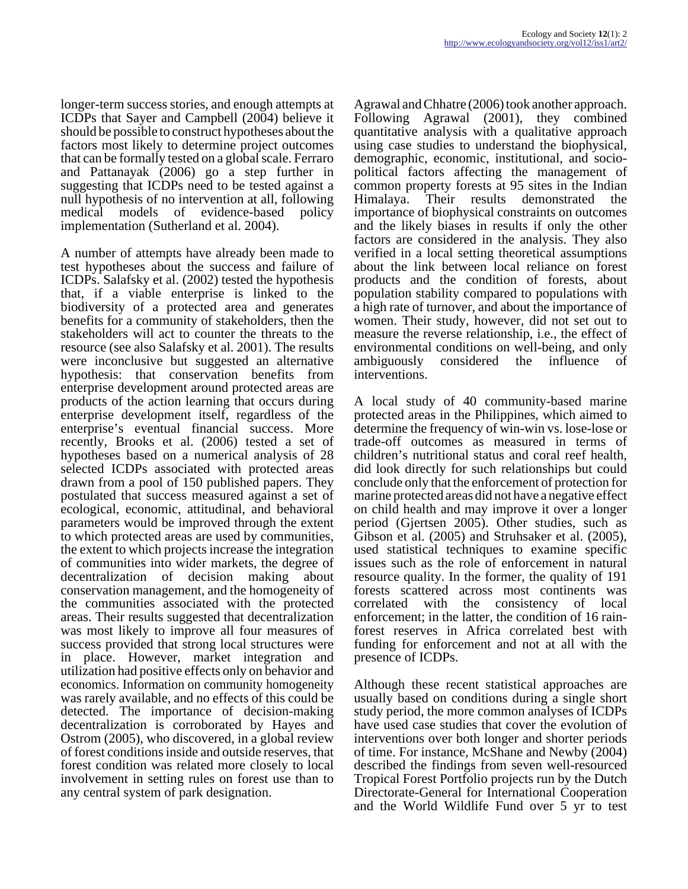longer-term success stories, and enough attempts at ICDPs that Sayer and Campbell (2004) believe it should be possible to construct hypotheses about the factors most likely to determine project outcomes that can be formally tested on a global scale. Ferraro and Pattanayak (2006) go a step further in suggesting that ICDPs need to be tested against a null hypothesis of no intervention at all, following medical models of evidence-based policy implementation (Sutherland et al. 2004).

A number of attempts have already been made to test hypotheses about the success and failure of ICDPs. Salafsky et al. (2002) tested the hypothesis that, if a viable enterprise is linked to the biodiversity of a protected area and generates benefits for a community of stakeholders, then the stakeholders will act to counter the threats to the resource (see also Salafsky et al. 2001). The results were inconclusive but suggested an alternative hypothesis: that conservation benefits from enterprise development around protected areas are products of the action learning that occurs during enterprise development itself, regardless of the enterprise's eventual financial success. More recently, Brooks et al. (2006) tested a set of hypotheses based on a numerical analysis of 28 selected ICDPs associated with protected areas drawn from a pool of 150 published papers. They postulated that success measured against a set of ecological, economic, attitudinal, and behavioral parameters would be improved through the extent to which protected areas are used by communities, the extent to which projects increase the integration of communities into wider markets, the degree of decentralization of decision making about conservation management, and the homogeneity of the communities associated with the protected areas. Their results suggested that decentralization was most likely to improve all four measures of success provided that strong local structures were in place. However, market integration and utilization had positive effects only on behavior and economics. Information on community homogeneity was rarely available, and no effects of this could be detected. The importance of decision-making decentralization is corroborated by Hayes and Ostrom (2005), who discovered, in a global review of forest conditions inside and outside reserves, that forest condition was related more closely to local involvement in setting rules on forest use than to any central system of park designation.

Agrawal and Chhatre (2006) took another approach. Following Agrawal (2001), they combined quantitative analysis with a qualitative approach using case studies to understand the biophysical, demographic, economic, institutional, and socio-political factors affecting the management of common property forests at 95 sites in the Indian Himalaya. Their results demonstrated the importance of biophysical constraints on outcomes and the likely biases in results if only the other factors are considered in the analysis. They also verified in a local setting theoretical assumptions about the link between local reliance on forest products and the condition of forests, about population stability compared to populations with a high rate of turnover, and about the importance of women. Their study, however, did not set out to measure the reverse relationship, i.e., the effect of environmental conditions on well-being, and only ambiguously considered the influence of interventions.

A local study of 40 community-based marine protected areas in the Philippines, which aimed to determine the frequency of win-win vs. lose-lose or trade-off outcomes as measured in terms of children's nutritional status and coral reef health, did look directly for such relationships but could conclude only that the enforcement of protection for marine protected areas did not have a negative effect on child health and may improve it over a longer period (Gjertsen 2005). Other studies, such as Gibson et al. (2005) and Struhsaker et al. (2005), used statistical techniques to examine specific issues such as the role of enforcement in natural resource quality. In the former, the quality of 191 forests scattered across most continents was correlated with the consistency of local enforcement; in the latter, the condition of 16 rain-forest reserves in Africa correlated best with funding for enforcement and not at all with the presence of ICDPs.

Although these recent statistical approaches are usually based on conditions during a single short study period, the more common analyses of ICDPs have used case studies that cover the evolution of interventions over both longer and shorter periods of time. For instance, McShane and Newby (2004) described the findings from seven well-resourced Tropical Forest Portfolio projects run by the Dutch Directorate-General for International Cooperation and the World Wildlife Fund over 5 yr to test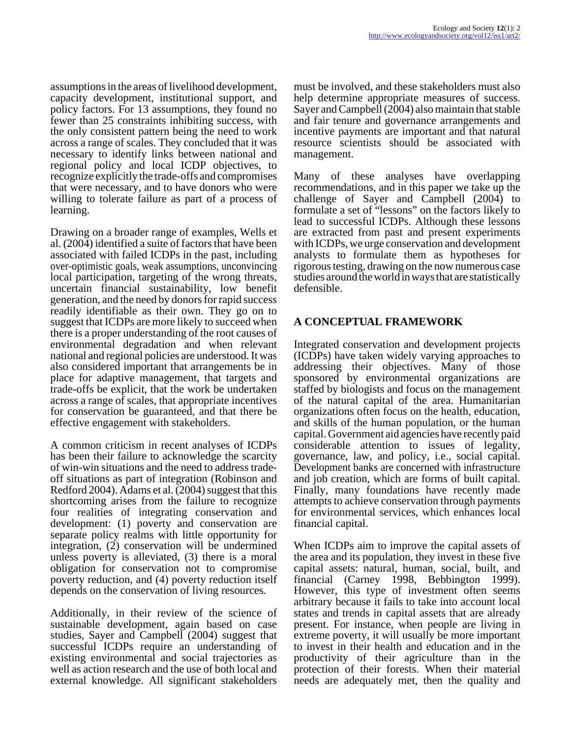assumptions in the areas of livelihood development, capacity development, institutional support, and policy factors. For 13 assumptions, they found no fewer than 25 constraints inhibiting success, with the only consistent pattern being the need to work across a range of scales. They concluded that it was necessary to identify links between national and regional policy and local ICDP objectives, to recognize explicitly the trade-offs and compromises that were necessary, and to have donors who were willing to tolerate failure as part of a process of learning.

Drawing on a broader range of examples, Wells et al. (2004) identified a suite of factors that have been associated with failed ICDPs in the past, including over-optimistic goals, weak assumptions, unconvincing local participation, targeting of the wrong threats, uncertain financial sustainability, low benefit generation, and the need by donors for rapid success readily identifiable as their own. They go on to suggest that ICDPs are more likely to succeed when there is a proper understanding of the root causes of environmental degradation and when relevant national and regional policies are understood. It was also considered important that arrangements be in place for adaptive management, that targets and trade-offs be explicit, that the work be undertaken across a range of scales, that appropriate incentives for conservation be guaranteed, and that there be effective engagement with stakeholders.

A common criticism in recent analyses of ICDPs has been their failure to acknowledge the scarcity of win-win situations and the need to address trade-off situations as part of integration (Robinson and Redford 2004). Adams et al. (2004) suggest that this shortcoming arises from the failure to recognize four realities of integrating conservation and development: (1) poverty and conservation are separate policy realms with little opportunity for integration, (2) conservation will be undermined unless poverty is alleviated, (3) there is a moral obligation for conservation not to compromise poverty reduction, and (4) poverty reduction itself depends on the conservation of living resources.

Additionally, in their review of the science of sustainable development, again based on case studies, Sayer and Campbell (2004) suggest that successful ICDPs require an understanding of existing environmental and social trajectories as well as action research and the use of both local and external knowledge. All significant stakeholders must be involved, and these stakeholders must also help determine appropriate measures of success. Sayer and Campbell (2004) also maintain that stable and fair tenure and governance arrangements and incentive payments are important and that natural resource scientists should be associated with management.

Many of these analyses have overlapping recommendations, and in this paper we take up the challenge of Sayer and Campbell (2004) to formulate a set of "lessons" on the factors likely to lead to successful ICDPs. Although these lessons are extracted from past and present experiments with ICDPs, we urge conservation and development analysts to formulate them as hypotheses for rigorous testing, drawing on the now numerous case studies around the world in ways that are statistically defensible.

## A CONCEPTUAL FRAMEWORK

Integrated conservation and development projects (ICDPs) have taken widely varying approaches to addressing their objectives. Many of those sponsored by environmental organizations are staffed by biologists and focus on the management of the natural capital of the area. Humanitarian organizations often focus on the health, education, and skills of the human population, or the human capital. Government aid agencies have recently paid considerable attention to issues of legality, governance, law, and policy, i.e., social capital. Development banks are concerned with infrastructure and job creation, which are forms of built capital. Finally, many foundations have recently made attempts to achieve conservation through payments for environmental services, which enhances local financial capital.

When ICDPs aim to improve the capital assets of the area and its population, they invest in these five capital assets: natural, human, social, built, and financial (Carney 1998, Bebbington 1999). However, this type of investment often seems arbitrary because it fails to take into account local states and trends in capital assets that are already present. For instance, when people are living in extreme poverty, it will usually be more important to invest in their health and education and in the productivity of their agriculture than in the protection of their forests. When their material needs are adequately met, then the quality and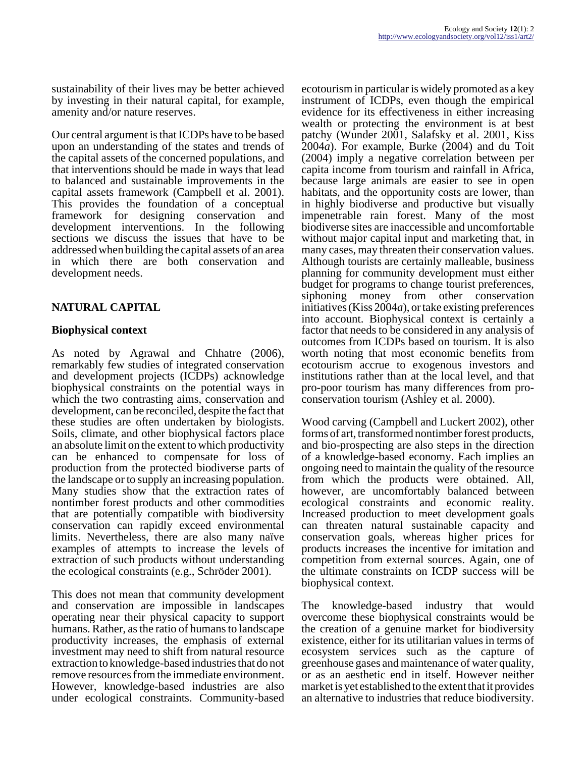sustainability of their lives may be better achieved by investing in their natural capital, for example, amenity and/or nature reserves.

Our central argument is that ICDPs have to be based upon an understanding of the states and trends of the capital assets of the concerned populations, and that interventions should be made in ways that lead to balanced and sustainable improvements in the capital assets framework (Campbell et al. 2001). This provides the foundation of a conceptual framework for designing conservation and development interventions. In the following sections we discuss the issues that have to be addressed when building the capital assets of an area in which there are both conservation and development needs.

## NATURAL CAPITAL

### Biophysical context

As noted by Agrawal and Chhatre (2006), remarkably few studies of integrated conservation and development projects (ICDPs) acknowledge biophysical constraints on the potential ways in which the two contrasting aims, conservation and development, can be reconciled, despite the fact that these studies are often undertaken by biologists. Soils, climate, and other biophysical factors place an absolute limit on the extent to which productivity can be enhanced to compensate for loss of production from the protected biodiverse parts of the landscape or to supply an increasing population. Many studies show that the extraction rates of nontimber forest products and other commodities that are potentially compatible with biodiversity conservation can rapidly exceed environmental limits. Nevertheless, there are also many naïve examples of attempts to increase the levels of extraction of such products without understanding the ecological constraints (e.g., Schröder 2001).

This does not mean that community development and conservation are impossible in landscapes operating near their physical capacity to support humans. Rather, as the ratio of humans to landscape productivity increases, the emphasis of external investment may need to shift from natural resource extraction to knowledge-based industries that do not remove resources from the immediate environment. However, knowledge-based industries are also under ecological constraints. Community-based ecotourism in particular is widely promoted as a key instrument of ICDPs, even though the empirical evidence for its effectiveness in either increasing wealth or protecting the environment is at best patchy (Wunder 2001, Salafsky et al. 2001, Kiss 2004*a*). For example, Burke (2004) and du Toit (2004) imply a negative correlation between per capita income from tourism and rainfall in Africa, because large animals are easier to see in open habitats, and the opportunity costs are lower, than in highly biodiverse and productive but visually impenetrable rain forest. Many of the most biodiverse sites are inaccessible and uncomfortable without major capital input and marketing that, in many cases, may threaten their conservation values. Although tourists are certainly malleable, business planning for community development must either budget for programs to change tourist preferences, siphoning money from other conservation initiatives (Kiss 2004*a*), or take existing preferences into account. Biophysical context is certainly a factor that needs to be considered in any analysis of outcomes from ICDPs based on tourism. It is also worth noting that most economic benefits from ecotourism accrue to exogenous investors and institutions rather than at the local level, and that pro-poor tourism has many differences from pro-conservation tourism (Ashley et al. 2000).

Wood carving (Campbell and Luckert 2002), other forms of art, transformed nontimber forest products, and bio-prospecting are also steps in the direction of a knowledge-based economy. Each implies an ongoing need to maintain the quality of the resource from which the products were obtained. All, however, are uncomfortably balanced between ecological constraints and economic reality. Increased production to meet development goals can threaten natural sustainable capacity and conservation goals, whereas higher prices for products increases the incentive for imitation and competition from external sources. Again, one of the ultimate constraints on ICDP success will be biophysical context.

The knowledge-based industry that would overcome these biophysical constraints would be the creation of a genuine market for biodiversity existence, either for its utilitarian values in terms of ecosystem services such as the capture of greenhouse gases and maintenance of water quality, or as an aesthetic end in itself. However neither market is yet established to the extent that it provides an alternative to industries that reduce biodiversity.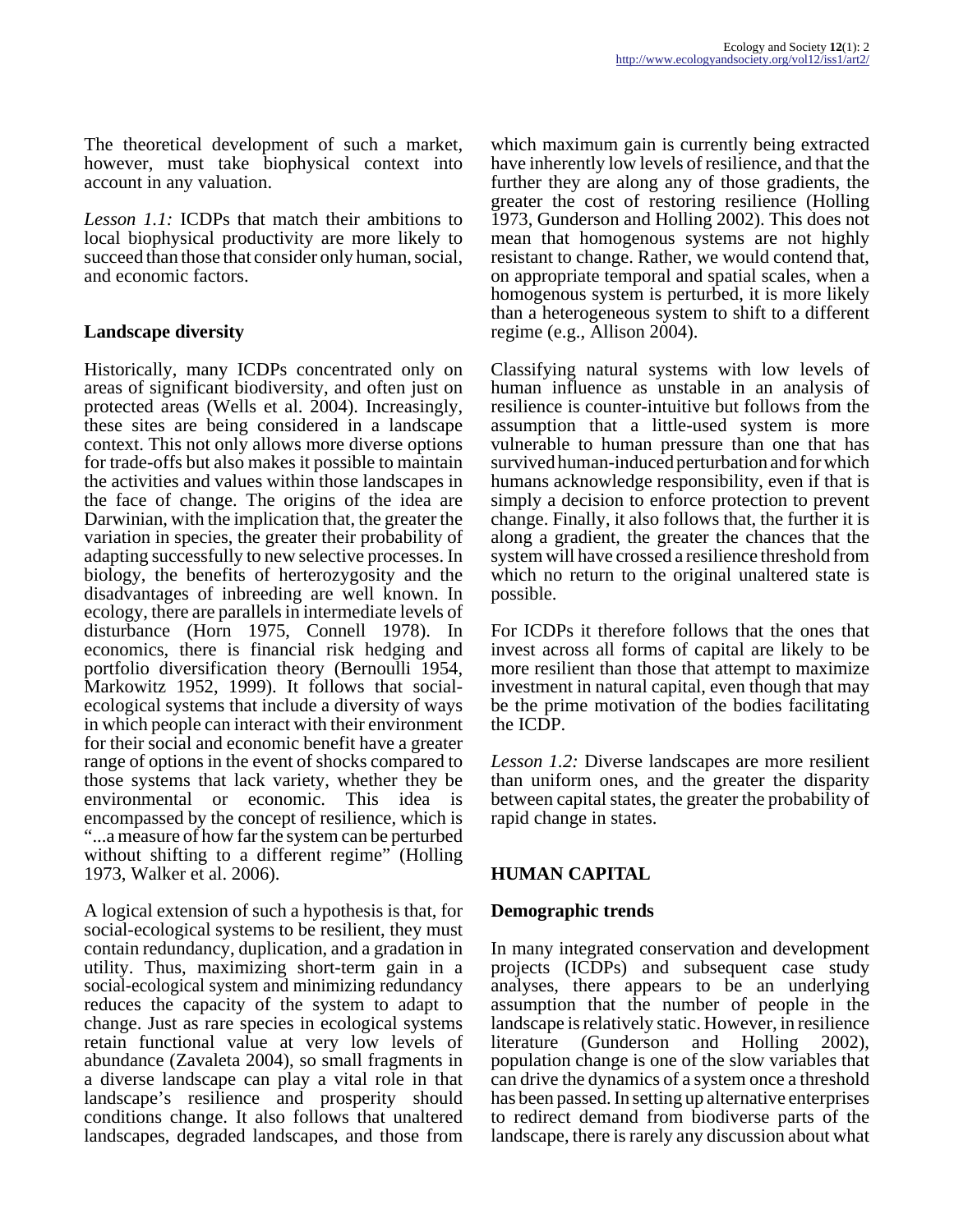The theoretical development of such a market, however, must take biophysical context into account in any valuation.

*Lesson 1.1:* ICDPs that match their ambitions to local biophysical productivity are more likely to succeed than those that consider only human, social, and economic factors.

### Landscape diversity

Historically, many ICDPs concentrated only on areas of significant biodiversity, and often just on protected areas (Wells et al. 2004). Increasingly, these sites are being considered in a landscape context. This not only allows more diverse options for trade-offs but also makes it possible to maintain the activities and values within those landscapes in the face of change. The origins of the idea are Darwinian, with the implication that, the greater the variation in species, the greater their probability of adapting successfully to new selective processes. In biology, the benefits of herterozygosity and the disadvantages of inbreeding are well known. In ecology, there are parallels in intermediate levels of disturbance (Horn 1975, Connell 1978). In economics, there is financial risk hedging and portfolio diversification theory (Bernoulli 1954, Markowitz 1952, 1999). It follows that social-ecological systems that include a diversity of ways in which people can interact with their environment for their social and economic benefit have a greater range of options in the event of shocks compared to those systems that lack variety, whether they be environmental or economic. This idea is encompassed by the concept of resilience, which is "...a measure of how far the system can be perturbed without shifting to a different regime" (Holling 1973, Walker et al. 2006).

A logical extension of such a hypothesis is that, for social-ecological systems to be resilient, they must contain redundancy, duplication, and a gradation in utility. Thus, maximizing short-term gain in a social-ecological system and minimizing redundancy reduces the capacity of the system to adapt to change. Just as rare species in ecological systems retain functional value at very low levels of abundance (Zavaleta 2004), so small fragments in a diverse landscape can play a vital role in that landscape's resilience and prosperity should conditions change. It also follows that unaltered landscapes, degraded landscapes, and those from which maximum gain is currently being extracted have inherently low levels of resilience, and that the further they are along any of those gradients, the greater the cost of restoring resilience (Holling 1973, Gunderson and Holling 2002). This does not mean that homogenous systems are not highly resistant to change. Rather, we would contend that, on appropriate temporal and spatial scales, when a homogenous system is perturbed, it is more likely than a heterogeneous system to shift to a different regime (e.g., Allison 2004).

Classifying natural systems with low levels of human influence as unstable in an analysis of resilience is counter-intuitive but follows from the assumption that a little-used system is more vulnerable to human pressure than one that has survived human-induced perturbation and for which humans acknowledge responsibility, even if that is simply a decision to enforce protection to prevent change. Finally, it also follows that, the further it is along a gradient, the greater the chances that the system will have crossed a resilience threshold from which no return to the original unaltered state is possible.

For ICDPs it therefore follows that the ones that invest across all forms of capital are likely to be more resilient than those that attempt to maximize investment in natural capital, even though that may be the prime motivation of the bodies facilitating the ICDP.

*Lesson 1.2:* Diverse landscapes are more resilient than uniform ones, and the greater the disparity between capital states, the greater the probability of rapid change in states.

## HUMAN CAPITAL

### Demographic trends

In many integrated conservation and development projects (ICDPs) and subsequent case study analyses, there appears to be an underlying assumption that the number of people in the landscape is relatively static. However, in resilience literature (Gunderson and Holling 2002), population change is one of the slow variables that can drive the dynamics of a system once a threshold has been passed. In setting up alternative enterprises to redirect demand from biodiverse parts of the landscape, there is rarely any discussion about what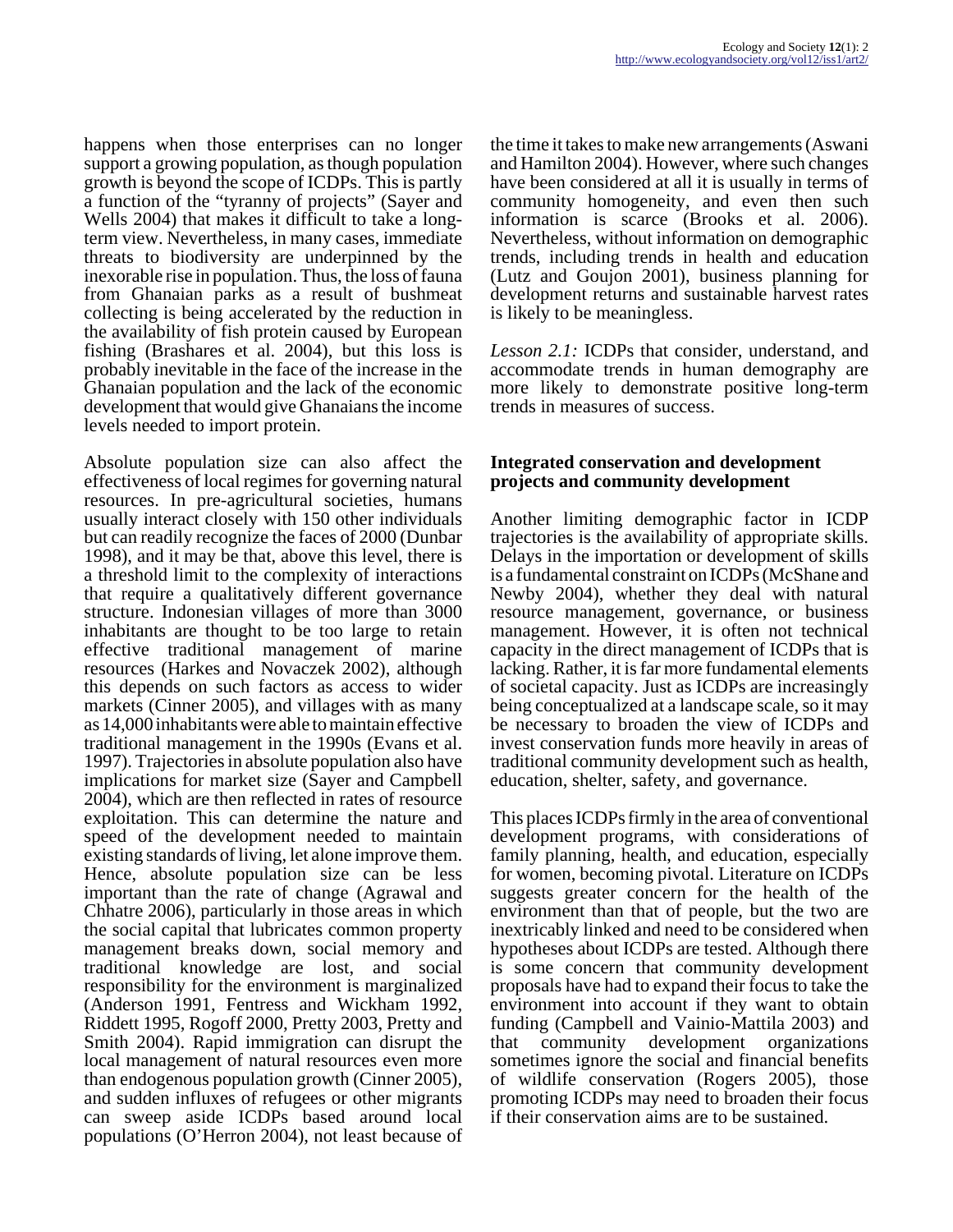happens when those enterprises can no longer support a growing population, as though population growth is beyond the scope of ICDPs. This is partly a function of the "tyranny of projects" (Sayer and Wells 2004) that makes it difficult to take a long-term view. Nevertheless, in many cases, immediate threats to biodiversity are underpinned by the inexorable rise in population. Thus, the loss of fauna from Ghanaian parks as a result of bushmeat collecting is being accelerated by the reduction in the availability of fish protein caused by European fishing (Brashares et al. 2004), but this loss is probably inevitable in the face of the increase in the Ghanaian population and the lack of the economic development that would give Ghanaians the income levels needed to import protein.

Absolute population size can also affect the effectiveness of local regimes for governing natural resources. In pre-agricultural societies, humans usually interact closely with 150 other individuals but can readily recognize the faces of 2000 (Dunbar 1998), and it may be that, above this level, there is a threshold limit to the complexity of interactions that require a qualitatively different governance structure. Indonesian villages of more than 3000 inhabitants are thought to be too large to retain effective traditional management of marine resources (Harkes and Novaczek 2002), although this depends on such factors as access to wider markets (Cinner 2005), and villages with as many as 14,000 inhabitants were able to maintain effective traditional management in the 1990s (Evans et al. 1997). Trajectories in absolute population also have implications for market size (Sayer and Campbell 2004), which are then reflected in rates of resource exploitation. This can determine the nature and speed of the development needed to maintain existing standards of living, let alone improve them. Hence, absolute population size can be less important than the rate of change (Agrawal and Chhatre 2006), particularly in those areas in which the social capital that lubricates common property management breaks down, social memory and traditional knowledge are lost, and social responsibility for the environment is marginalized (Anderson 1991, Fentress and Wickham 1992, Riddett 1995, Rogoff 2000, Pretty 2003, Pretty and Smith 2004). Rapid immigration can disrupt the local management of natural resources even more than endogenous population growth (Cinner 2005), and sudden influxes of refugees or other migrants can sweep aside ICDPs based around local populations (O'Herron 2004), not least because of the time it takes to make new arrangements (Aswani and Hamilton 2004). However, where such changes have been considered at all it is usually in terms of community homogeneity, and even then such information is scarce (Brooks et al. 2006). Nevertheless, without information on demographic trends, including trends in health and education (Lutz and Goujon 2001), business planning for development returns and sustainable harvest rates is likely to be meaningless.

*Lesson 2.1:* ICDPs that consider, understand, and accommodate trends in human demography are more likely to demonstrate positive long-term trends in measures of success.

### Integrated conservation and development projects and community development

Another limiting demographic factor in ICDP trajectories is the availability of appropriate skills. Delays in the importation or development of skills is a fundamental constraint on ICDPs (McShane and Newby 2004), whether they deal with natural resource management, governance, or business management. However, it is often not technical capacity in the direct management of ICDPs that is lacking. Rather, it is far more fundamental elements of societal capacity. Just as ICDPs are increasingly being conceptualized at a landscape scale, so it may be necessary to broaden the view of ICDPs and invest conservation funds more heavily in areas of traditional community development such as health, education, shelter, safety, and governance.

This places ICDPs firmly in the area of conventional development programs, with considerations of family planning, health, and education, especially for women, becoming pivotal. Literature on ICDPs suggests greater concern for the health of the environment than that of people, but the two are inextricably linked and need to be considered when hypotheses about ICDPs are tested. Although there is some concern that community development proposals have had to expand their focus to take the environment into account if they want to obtain funding (Campbell and Vainio-Mattila 2003) and that community development organizations sometimes ignore the social and financial benefits of wildlife conservation (Rogers 2005), those promoting ICDPs may need to broaden their focus if their conservation aims are to be sustained.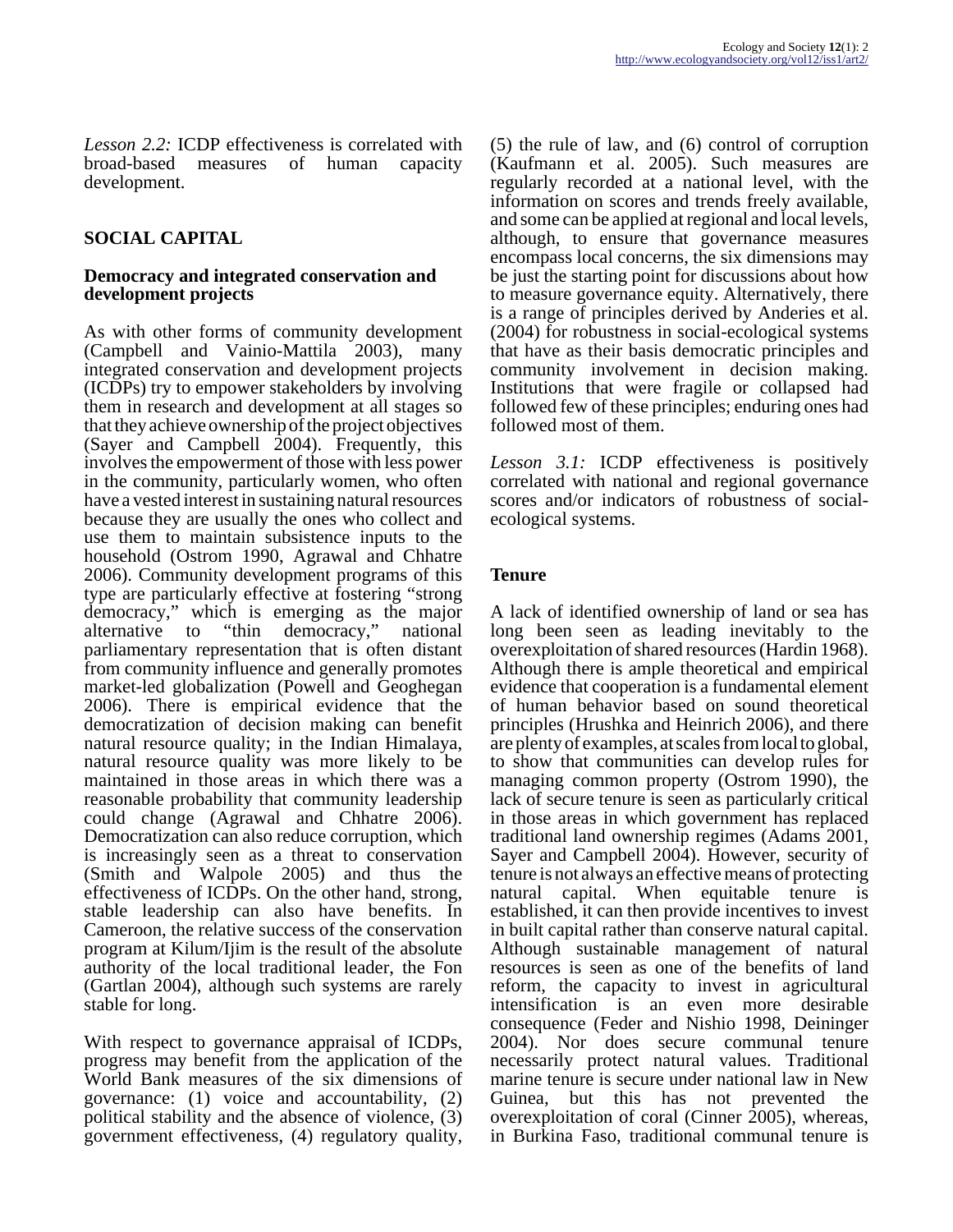*Lesson 2.2:* ICDP effectiveness is correlated with broad-based measures of human capacity development.

## SOCIAL CAPITAL

### Democracy and integrated conservation and development projects

As with other forms of community development (Campbell and Vainio-Mattila 2003), many integrated conservation and development projects (ICDPs) try to empower stakeholders by involving them in research and development at all stages so that they achieve ownership of the project objectives (Sayer and Campbell 2004). Frequently, this involves the empowerment of those with less power in the community, particularly women, who often have a vested interest in sustaining natural resources because they are usually the ones who collect and use them to maintain subsistence inputs to the household (Ostrom 1990, Agrawal and Chhatre 2006). Community development programs of this type are particularly effective at fostering "strong democracy," which is emerging as the major alternative to "thin democracy," national parliamentary representation that is often distant from community influence and generally promotes market-led globalization (Powell and Geoghegan 2006). There is empirical evidence that the democratization of decision making can benefit natural resource quality; in the Indian Himalaya, natural resource quality was more likely to be maintained in those areas in which there was a reasonable probability that community leadership could change (Agrawal and Chhatre 2006). Democratization can also reduce corruption, which is increasingly seen as a threat to conservation (Smith and Walpole 2005) and thus the effectiveness of ICDPs. On the other hand, strong, stable leadership can also have benefits. In Cameroon, the relative success of the conservation program at Kilum/Ijim is the result of the absolute authority of the local traditional leader, the Fon (Gartlan 2004), although such systems are rarely stable for long.

With respect to governance appraisal of ICDPs, progress may benefit from the application of the World Bank measures of the six dimensions of governance: (1) voice and accountability, (2) political stability and the absence of violence, (3) government effectiveness, (4) regulatory quality, (5) the rule of law, and (6) control of corruption (Kaufmann et al. 2005). Such measures are regularly recorded at a national level, with the information on scores and trends freely available, and some can be applied at regional and local levels, although, to ensure that governance measures encompass local concerns, the six dimensions may be just the starting point for discussions about how to measure governance equity. Alternatively, there is a range of principles derived by Anderies et al. (2004) for robustness in social-ecological systems that have as their basis democratic principles and community involvement in decision making. Institutions that were fragile or collapsed had followed few of these principles; enduring ones had followed most of them.

*Lesson 3.1:* ICDP effectiveness is positively correlated with national and regional governance scores and/or indicators of robustness of social-ecological systems.

### Tenure

A lack of identified ownership of land or sea has long been seen as leading inevitably to the overexploitation of shared resources (Hardin 1968). Although there is ample theoretical and empirical evidence that cooperation is a fundamental element of human behavior based on sound theoretical principles (Hrushka and Heinrich 2006), and there are plenty of examples, at scales from local to global, to show that communities can develop rules for managing common property (Ostrom 1990), the lack of secure tenure is seen as particularly critical in those areas in which government has replaced traditional land ownership regimes (Adams 2001, Sayer and Campbell 2004). However, security of tenure is not always an effective means of protecting natural capital. When equitable tenure is established, it can then provide incentives to invest in built capital rather than conserve natural capital. Although sustainable management of natural resources is seen as one of the benefits of land reform, the capacity to invest in agricultural intensification is an even more desirable consequence (Feder and Nishio 1998, Deininger 2004). Nor does secure communal tenure necessarily protect natural values. Traditional marine tenure is secure under national law in New Guinea, but this has not prevented the overexploitation of coral (Cinner 2005), whereas, in Burkina Faso, traditional communal tenure is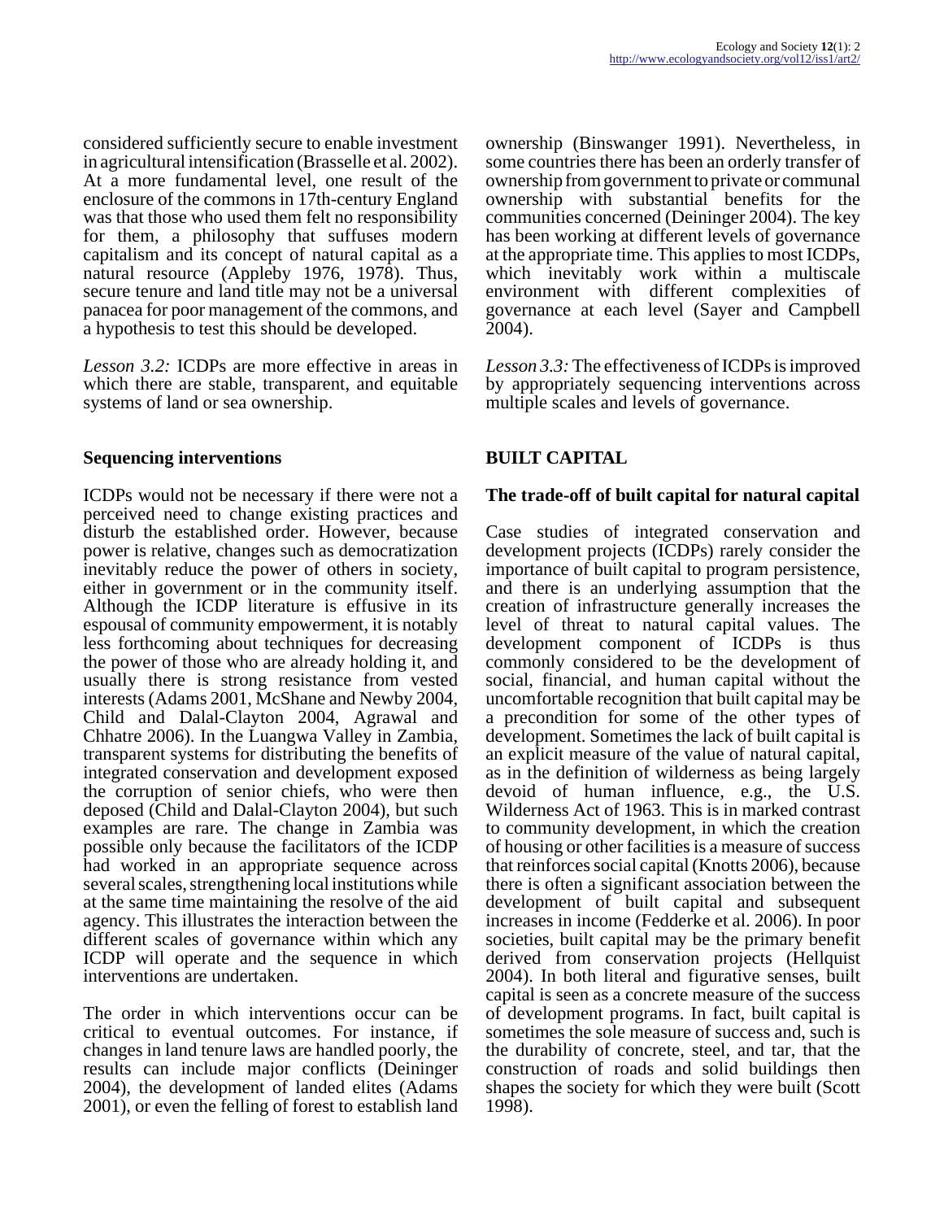considered sufficiently secure to enable investment in agricultural intensification (Brasselle et al. 2002). At a more fundamental level, one result of the enclosure of the commons in 17th-century England was that those who used them felt no responsibility for them, a philosophy that suffuses modern capitalism and its concept of natural capital as a natural resource (Appleby 1976, 1978). Thus, secure tenure and land title may not be a universal panacea for poor management of the commons, and a hypothesis to test this should be developed.

*Lesson 3.2:* ICDPs are more effective in areas in which there are stable, transparent, and equitable systems of land or sea ownership.

### Sequencing interventions

ICDPs would not be necessary if there were not a perceived need to change existing practices and disturb the established order. However, because power is relative, changes such as democratization inevitably reduce the power of others in society, either in government or in the community itself. Although the ICDP literature is effusive in its espousal of community empowerment, it is notably less forthcoming about techniques for decreasing the power of those who are already holding it, and usually there is strong resistance from vested interests (Adams 2001, McShane and Newby 2004, Child and Dalal-Clayton 2004, Agrawal and Chhatre 2006). In the Luangwa Valley in Zambia, transparent systems for distributing the benefits of integrated conservation and development exposed the corruption of senior chiefs, who were then deposed (Child and Dalal-Clayton 2004), but such examples are rare. The change in Zambia was possible only because the facilitators of the ICDP had worked in an appropriate sequence across several scales, strengthening local institutions while at the same time maintaining the resolve of the aid agency. This illustrates the interaction between the different scales of governance within which any ICDP will operate and the sequence in which interventions are undertaken.

The order in which interventions occur can be critical to eventual outcomes. For instance, if changes in land tenure laws are handled poorly, the results can include major conflicts (Deininger 2004), the development of landed elites (Adams 2001), or even the felling of forest to establish land ownership (Binswanger 1991). Nevertheless, in some countries there has been an orderly transfer of ownership from government to private or communal ownership with substantial benefits for the communities concerned (Deininger 2004). The key has been working at different levels of governance at the appropriate time. This applies to most ICDPs, which inevitably work within a multiscale environment with different complexities of governance at each level (Sayer and Campbell 2004).

*Lesson 3.3:* The effectiveness of ICDPs is improved by appropriately sequencing interventions across multiple scales and levels of governance.

## BUILT CAPITAL

### The trade-off of built capital for natural capital

Case studies of integrated conservation and development projects (ICDPs) rarely consider the importance of built capital to program persistence, and there is an underlying assumption that the creation of infrastructure generally increases the level of threat to natural capital values. The development component of ICDPs is thus commonly considered to be the development of social, financial, and human capital without the uncomfortable recognition that built capital may be a precondition for some of the other types of development. Sometimes the lack of built capital is an explicit measure of the value of natural capital, as in the definition of wilderness as being largely devoid of human influence, e.g., the U.S. Wilderness Act of 1963. This is in marked contrast to community development, in which the creation of housing or other facilities is a measure of success that reinforces social capital (Knotts 2006), because there is often a significant association between the development of built capital and subsequent increases in income (Fedderke et al. 2006). In poor societies, built capital may be the primary benefit derived from conservation projects (Hellquist 2004). In both literal and figurative senses, built capital is seen as a concrete measure of the success of development programs. In fact, built capital is sometimes the sole measure of success and, such is the durability of concrete, steel, and tar, that the construction of roads and solid buildings then shapes the society for which they were built (Scott 1998).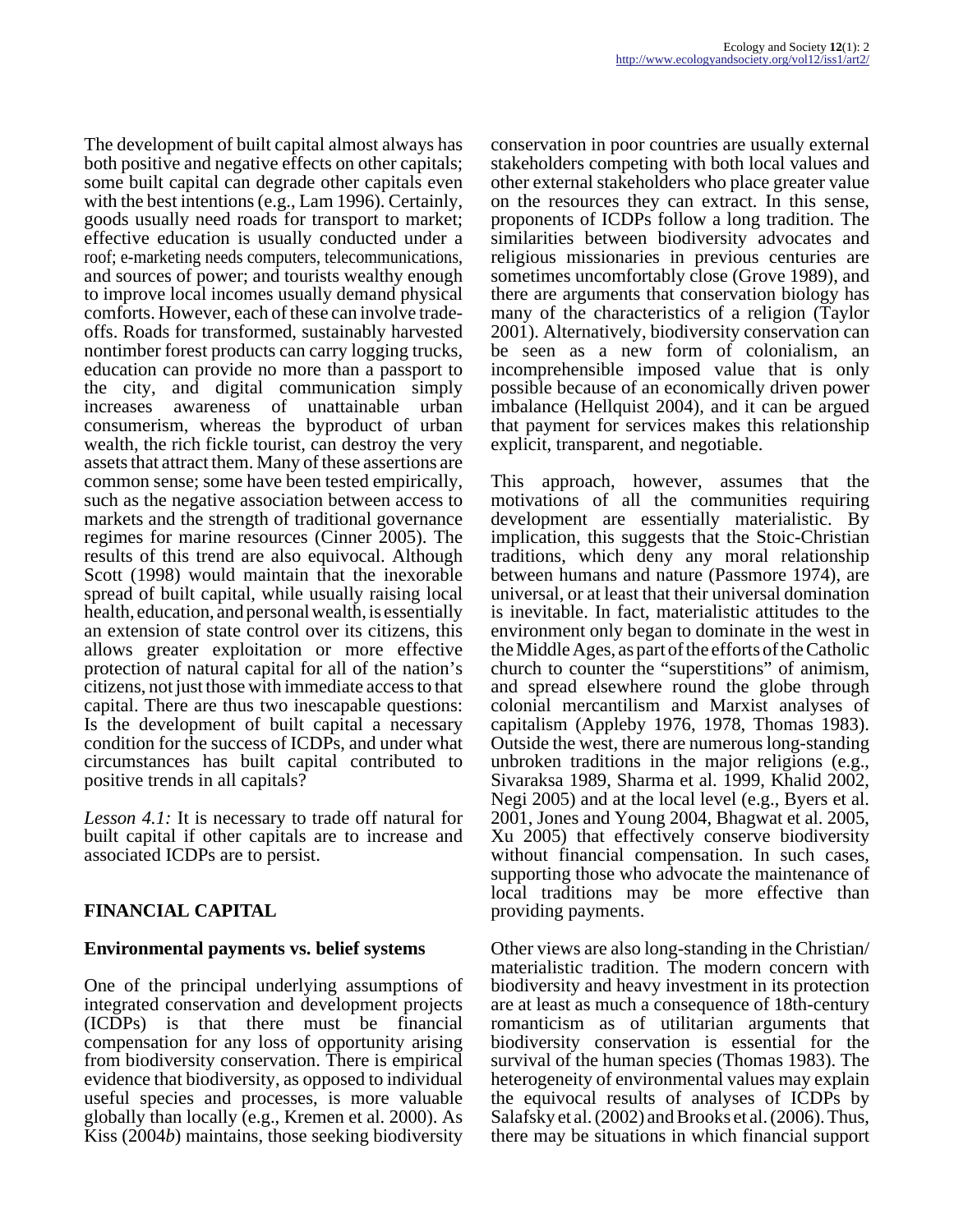The development of built capital almost always has both positive and negative effects on other capitals; some built capital can degrade other capitals even with the best intentions (e.g., Lam 1996). Certainly, goods usually need roads for transport to market; effective education is usually conducted under a roof; e-marketing needs computers, telecommunications, and sources of power; and tourists wealthy enough to improve local incomes usually demand physical comforts. However, each of these can involve trade-offs. Roads for transformed, sustainably harvested nontimber forest products can carry logging trucks, education can provide no more than a passport to the city, and digital communication simply increases awareness of unattainable urban consumerism, whereas the byproduct of urban wealth, the rich fickle tourist, can destroy the very assets that attract them. Many of these assertions are common sense; some have been tested empirically, such as the negative association between access to markets and the strength of traditional governance regimes for marine resources (Cinner 2005). The results of this trend are also equivocal. Although Scott (1998) would maintain that the inexorable spread of built capital, while usually raising local health, education, and personal wealth, is essentially an extension of state control over its citizens, this allows greater exploitation or more effective protection of natural capital for all of the nation's citizens, not just those with immediate access to that capital. There are thus two inescapable questions: Is the development of built capital a necessary condition for the success of ICDPs, and under what circumstances has built capital contributed to positive trends in all capitals?

*Lesson 4.1:* It is necessary to trade off natural for built capital if other capitals are to increase and associated ICDPs are to persist.

## FINANCIAL CAPITAL

### Environmental payments vs. belief systems

One of the principal underlying assumptions of integrated conservation and development projects (ICDPs) is that there must be financial compensation for any loss of opportunity arising from biodiversity conservation. There is empirical evidence that biodiversity, as opposed to individual useful species and processes, is more valuable globally than locally (e.g., Kremen et al. 2000). As Kiss (2004*b*) maintains, those seeking biodiversity conservation in poor countries are usually external stakeholders competing with both local values and other external stakeholders who place greater value on the resources they can extract. In this sense, proponents of ICDPs follow a long tradition. The similarities between biodiversity advocates and religious missionaries in previous centuries are sometimes uncomfortably close (Grove 1989), and there are arguments that conservation biology has many of the characteristics of a religion (Taylor 2001). Alternatively, biodiversity conservation can be seen as a new form of colonialism, an incomprehensible imposed value that is only possible because of an economically driven power imbalance (Hellquist 2004), and it can be argued that payment for services makes this relationship explicit, transparent, and negotiable.

This approach, however, assumes that the motivations of all the communities requiring development are essentially materialistic. By implication, this suggests that the Stoic-Christian traditions, which deny any moral relationship between humans and nature (Passmore 1974), are universal, or at least that their universal domination is inevitable. In fact, materialistic attitudes to the environment only began to dominate in the west in the Middle Ages, as part of the efforts of the Catholic church to counter the "superstitions" of animism, and spread elsewhere round the globe through colonial mercantilism and Marxist analyses of capitalism (Appleby 1976, 1978, Thomas 1983). Outside the west, there are numerous long-standing unbroken traditions in the major religions (e.g., Sivaraksa 1989, Sharma et al. 1999, Khalid 2002, Negi 2005) and at the local level (e.g., Byers et al. 2001, Jones and Young 2004, Bhagwat et al. 2005, Xu 2005) that effectively conserve biodiversity without financial compensation. In such cases, supporting those who advocate the maintenance of local traditions may be more effective than providing payments.

Other views are also long-standing in the Christian/materialistic tradition. The modern concern with biodiversity and heavy investment in its protection are at least as much a consequence of 18th-century romanticism as of utilitarian arguments that biodiversity conservation is essential for the survival of the human species (Thomas 1983). The heterogeneity of environmental values may explain the equivocal results of analyses of ICDPs by Salafsky et al. (2002) and Brooks et al. (2006). Thus, there may be situations in which financial support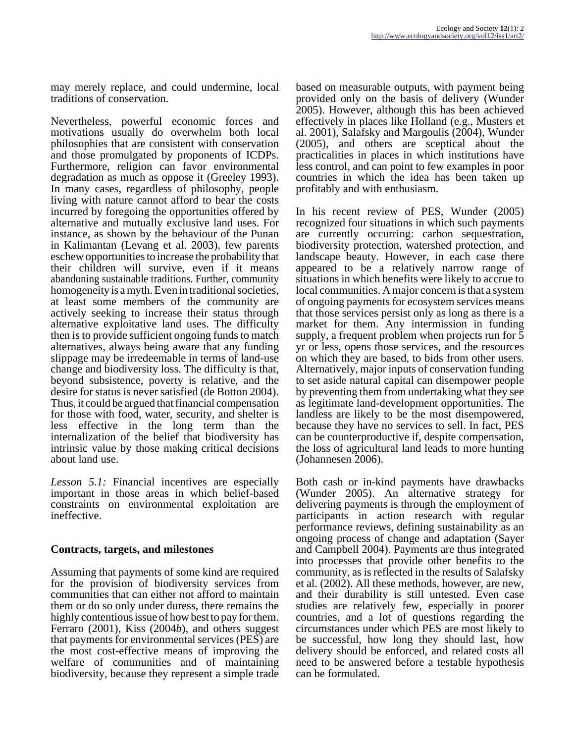may merely replace, and could undermine, local traditions of conservation.

Nevertheless, powerful economic forces and motivations usually do overwhelm both local philosophies that are consistent with conservation and those promulgated by proponents of ICDPs. Furthermore, religion can favor environmental degradation as much as oppose it (Greeley 1993). In many cases, regardless of philosophy, people living with nature cannot afford to bear the costs incurred by foregoing the opportunities offered by alternative and mutually exclusive land uses. For instance, as shown by the behaviour of the Punan in Kalimantan (Levang et al. 2003), few parents eschew opportunities to increase the probability that their children will survive, even if it means abandoning sustainable traditions. Further, community homogeneity is a myth. Even in traditional societies, at least some members of the community are actively seeking to increase their status through alternative exploitative land uses. The difficulty then is to provide sufficient ongoing funds to match alternatives, always being aware that any funding slippage may be irredeemable in terms of land-use change and biodiversity loss. The difficulty is that, beyond subsistence, poverty is relative, and the desire for status is never satisfied (de Botton 2004). Thus, it could be argued that financial compensation for those with food, water, security, and shelter is less effective in the long term than the internalization of the belief that biodiversity has intrinsic value by those making critical decisions about land use.

*Lesson 5.1:* Financial incentives are especially important in those areas in which belief-based constraints on environmental exploitation are ineffective.

### Contracts, targets, and milestones

Assuming that payments of some kind are required for the provision of biodiversity services from communities that can either not afford to maintain them or do so only under duress, there remains the highly contentious issue of how best to pay for them. Ferraro (2001), Kiss (2004*b*), and others suggest that payments for environmental services (PES) are the most cost-effective means of improving the welfare of communities and of maintaining biodiversity, because they represent a simple trade based on measurable outputs, with payment being provided only on the basis of delivery (Wunder 2005). However, although this has been achieved effectively in places like Holland (e.g., Musters et al. 2001), Salafsky and Margoulis (2004), Wunder (2005), and others are sceptical about the practicalities in places in which institutions have less control, and can point to few examples in poor countries in which the idea has been taken up profitably and with enthusiasm.

In his recent review of PES, Wunder (2005) recognized four situations in which such payments are currently occurring: carbon sequestration, biodiversity protection, watershed protection, and landscape beauty. However, in each case there appeared to be a relatively narrow range of situations in which benefits were likely to accrue to local communities. A major concern is that a system of ongoing payments for ecosystem services means that those services persist only as long as there is a market for them. Any intermission in funding supply, a frequent problem when projects run for 5 yr or less, opens those services, and the resources on which they are based, to bids from other users. Alternatively, major inputs of conservation funding to set aside natural capital can disempower people by preventing them from undertaking what they see as legitimate land-development opportunities. The landless are likely to be the most disempowered, because they have no services to sell. In fact, PES can be counterproductive if, despite compensation, the loss of agricultural land leads to more hunting (Johannesen 2006).

Both cash or in-kind payments have drawbacks (Wunder 2005). An alternative strategy for delivering payments is through the employment of participants in action research with regular performance reviews, defining sustainability as an ongoing process of change and adaptation (Sayer and Campbell 2004). Payments are thus integrated into processes that provide other benefits to the community, as is reflected in the results of Salafsky et al. (2002). All these methods, however, are new, and their durability is still untested. Even case studies are relatively few, especially in poorer countries, and a lot of questions regarding the circumstances under which PES are most likely to be successful, how long they should last, how delivery should be enforced, and related costs all need to be answered before a testable hypothesis can be formulated.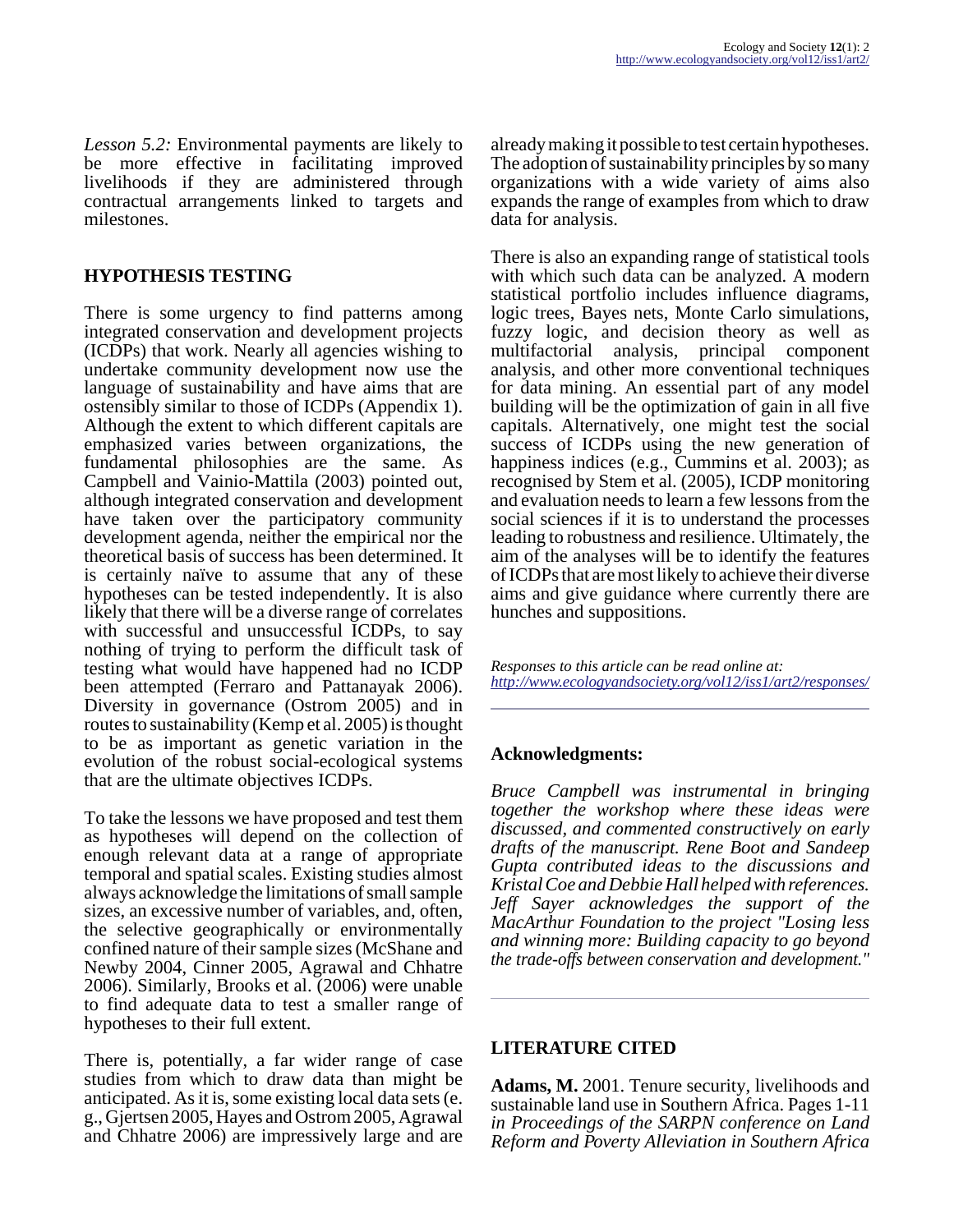*Lesson 5.2:* Environmental payments are likely to be more effective in facilitating improved livelihoods if they are administered through contractual arrangements linked to targets and milestones.

## HYPOTHESIS TESTING

There is some urgency to find patterns among integrated conservation and development projects (ICDPs) that work. Nearly all agencies wishing to undertake community development now use the language of sustainability and have aims that are ostensibly similar to those of ICDPs (Appendix 1). Although the extent to which different capitals are emphasized varies between organizations, the fundamental philosophies are the same. As Campbell and Vainio-Mattila (2003) pointed out, although integrated conservation and development have taken over the participatory community development agenda, neither the empirical nor the theoretical basis of success has been determined. It is certainly naïve to assume that any of these hypotheses can be tested independently. It is also likely that there will be a diverse range of correlates with successful and unsuccessful ICDPs, to say nothing of trying to perform the difficult task of testing what would have happened had no ICDP been attempted (Ferraro and Pattanayak 2006). Diversity in governance (Ostrom 2005) and in routes to sustainability (Kemp et al. 2005) is thought to be as important as genetic variation in the evolution of the robust social-ecological systems that are the ultimate objectives ICDPs.

To take the lessons we have proposed and test them as hypotheses will depend on the collection of enough relevant data at a range of appropriate temporal and spatial scales. Existing studies almost always acknowledge the limitations of small sample sizes, an excessive number of variables, and, often, the selective geographically or environmentally confined nature of their sample sizes (McShane and Newby 2004, Cinner 2005, Agrawal and Chhatre 2006). Similarly, Brooks et al. (2006) were unable to find adequate data to test a smaller range of hypotheses to their full extent.

There is, potentially, a far wider range of case studies from which to draw data than might be anticipated. As it is, some existing local data sets (e. g., Gjertsen 2005, Hayes and Ostrom 2005, Agrawal and Chhatre 2006) are impressively large and are already making it possible to test certain hypotheses. The adoption of sustainability principles by so many organizations with a wide variety of aims also expands the range of examples from which to draw data for analysis.

There is also an expanding range of statistical tools with which such data can be analyzed. A modern statistical portfolio includes influence diagrams, logic trees, Bayes nets, Monte Carlo simulations, fuzzy logic, and decision theory as well as multifactorial analysis, principal component analysis, and other more conventional techniques for data mining. An essential part of any model building will be the optimization of gain in all five capitals. Alternatively, one might test the social success of ICDPs using the new generation of happiness indices (e.g., Cummins et al. 2003); as recognised by Stem et al. (2005), ICDP monitoring and evaluation needs to learn a few lessons from the social sciences if it is to understand the processes leading to robustness and resilience. Ultimately, the aim of the analyses will be to identify the features of ICDPs that are most likely to achieve their diverse aims and give guidance where currently there are hunches and suppositions.

*Responses to this article can be read online at:*
*http://www.ecologyandsociety.org/vol12/iss1/art2/responses/*

---

### Acknowledgments:

*Bruce Campbell was instrumental in bringing together the workshop where these ideas were discussed, and commented constructively on early drafts of the manuscript. Rene Boot and Sandeep Gupta contributed ideas to the discussions and Kristal Coe and Debbie Hall helped with references. Jeff Sayer acknowledges the support of the MacArthur Foundation to the project "Losing less and winning more: Building capacity to go beyond the trade-offs between conservation and development."*

---

## LITERATURE CITED

**Adams, M.** 2001. Tenure security, livelihoods and sustainable land use in Southern Africa. Pages 1-11 *in Proceedings of the SARPN conference on Land Reform and Poverty Alleviation in Southern Africa*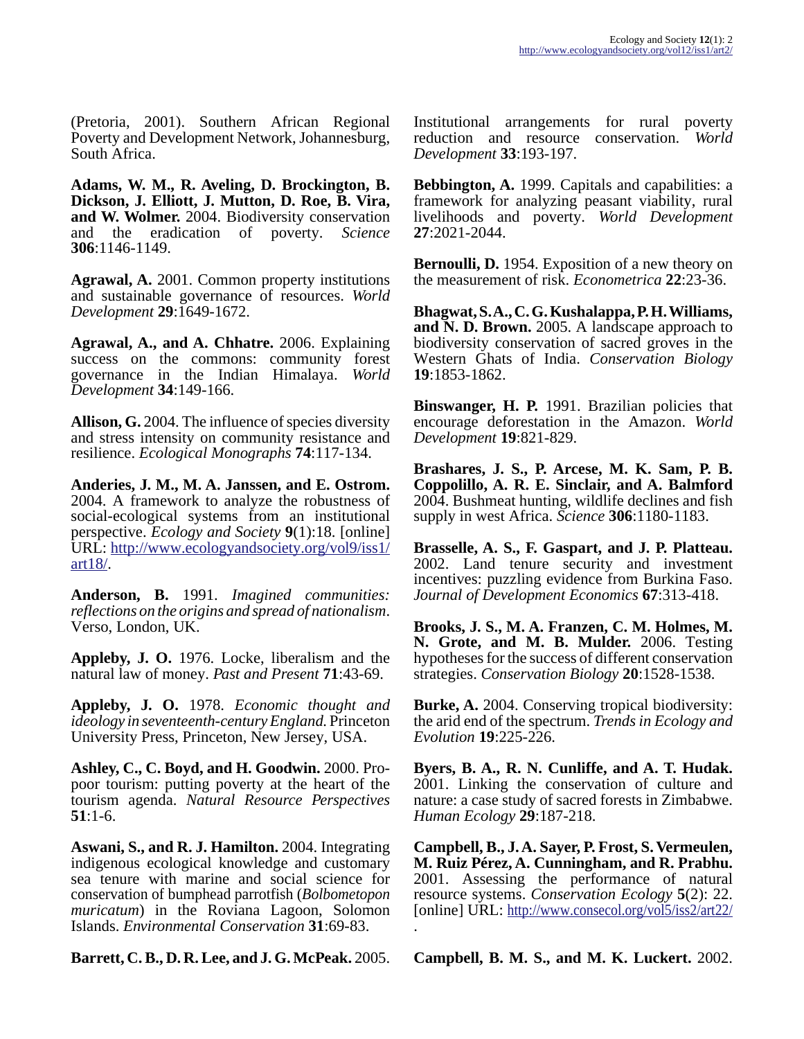(Pretoria, 2001). Southern African Regional Poverty and Development Network, Johannesburg, South Africa.

**Adams, W. M., R. Aveling, D. Brockington, B. Dickson, J. Elliott, J. Mutton, D. Roe, B. Vira, and W. Wolmer.** 2004. Biodiversity conservation and the eradication of poverty. *Science* **306**:1146-1149.

**Agrawal, A.** 2001. Common property institutions and sustainable governance of resources. *World Development* **29**:1649-1672.

**Agrawal, A., and A. Chhatre.** 2006. Explaining success on the commons: community forest governance in the Indian Himalaya. *World Development* **34**:149-166.

**Allison, G.** 2004. The influence of species diversity and stress intensity on community resistance and resilience. *Ecological Monographs* **74**:117-134.

**Anderies, J. M., M. A. Janssen, and E. Ostrom.** 2004. A framework to analyze the robustness of social-ecological systems from an institutional perspective. *Ecology and Society* **9**(1):18. [online] URL: http://www.ecologyandsociety.org/vol9/iss1/art18/.

**Anderson, B.** 1991. *Imagined communities: reflections on the origins and spread of nationalism*. Verso, London, UK.

**Appleby, J. O.** 1976. Locke, liberalism and the natural law of money. *Past and Present* **71**:43-69.

**Appleby, J. O.** 1978. *Economic thought and ideology in seventeenth-century England.* Princeton University Press, Princeton, New Jersey, USA.

**Ashley, C., C. Boyd, and H. Goodwin.** 2000. Pro-poor tourism: putting poverty at the heart of the tourism agenda. *Natural Resource Perspectives* **51**:1-6.

**Aswani, S., and R. J. Hamilton.** 2004. Integrating indigenous ecological knowledge and customary sea tenure with marine and social science for conservation of bumphead parrotfish (*Bolbometopon muricatum*) in the Roviana Lagoon, Solomon Islands. *Environmental Conservation* **31**:69-83.

**Barrett, C. B., D. R. Lee, and J. G. McPeak.** 2005. Institutional arrangements for rural poverty reduction and resource conservation. *World Development* **33**:193-197.

**Bebbington, A.** 1999. Capitals and capabilities: a framework for analyzing peasant viability, rural livelihoods and poverty. *World Development* **27**:2021-2044.

**Bernoulli, D.** 1954. Exposition of a new theory on the measurement of risk. *Econometrica* **22**:23-36.

**Bhagwat, S. A., C. G. Kushalappa, P. H. Williams, and N. D. Brown.** 2005. A landscape approach to biodiversity conservation of sacred groves in the Western Ghats of India. *Conservation Biology* **19**:1853-1862.

**Binswanger, H. P.** 1991. Brazilian policies that encourage deforestation in the Amazon. *World Development* **19**:821-829.

**Brashares, J. S., P. Arcese, M. K. Sam, P. B. Coppolillo, A. R. E. Sinclair, and A. Balmford** 2004. Bushmeat hunting, wildlife declines and fish supply in west Africa. *Science* **306**:1180-1183.

**Brasselle, A. S., F. Gaspart, and J. P. Platteau.** 2002. Land tenure security and investment incentives: puzzling evidence from Burkina Faso. *Journal of Development Economics* **67**:313-418.

**Brooks, J. S., M. A. Franzen, C. M. Holmes, M. N. Grote, and M. B. Mulder.** 2006. Testing hypotheses for the success of different conservation strategies. *Conservation Biology* **20**:1528-1538.

**Burke, A.** 2004. Conserving tropical biodiversity: the arid end of the spectrum. *Trends in Ecology and Evolution* **19**:225-226.

**Byers, B. A., R. N. Cunliffe, and A. T. Hudak.** 2001. Linking the conservation of culture and nature: a case study of sacred forests in Zimbabwe. *Human Ecology* **29**:187-218.

**Campbell, B., J. A. Sayer, P. Frost, S. Vermeulen, M. Ruiz Pérez, A. Cunningham, and R. Prabhu.** 2001. Assessing the performance of natural resource systems. *Conservation Ecology* **5**(2): 22. [online] URL: http://www.consecol.org/vol5/iss2/art22/.

**Campbell, B. M. S., and M. K. Luckert.** 2002.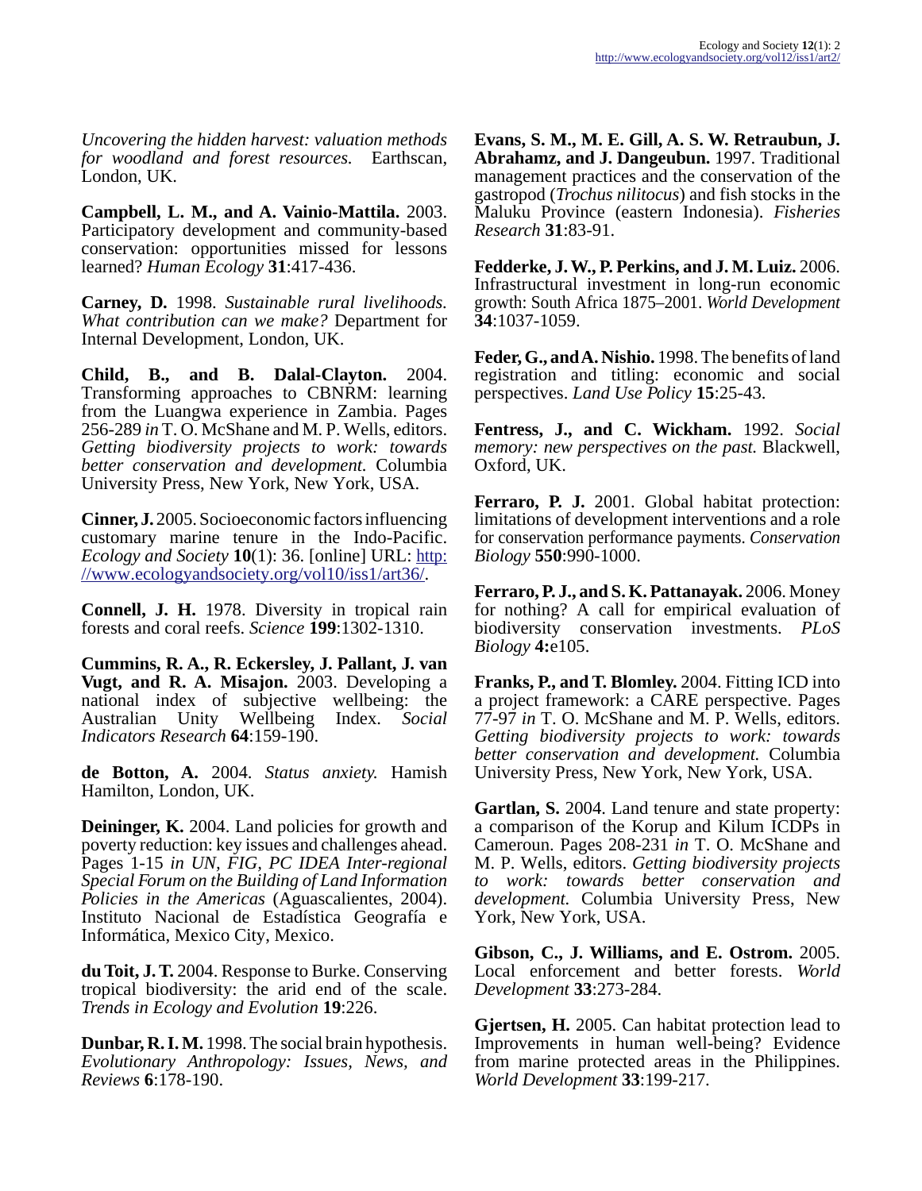*Uncovering the hidden harvest: valuation methods for woodland and forest resources.* Earthscan, London, UK.

**Campbell, L. M., and A. Vainio-Mattila.** 2003. Participatory development and community-based conservation: opportunities missed for lessons learned? *Human Ecology* **31**:417-436.

**Carney, D.** 1998. *Sustainable rural livelihoods. What contribution can we make?* Department for Internal Development, London, UK.

**Child, B., and B. Dalal-Clayton.** 2004. Transforming approaches to CBNRM: learning from the Luangwa experience in Zambia. Pages 256-289 *in* T. O. McShane and M. P. Wells, editors. *Getting biodiversity projects to work: towards better conservation and development.* Columbia University Press, New York, New York, USA.

**Cinner, J.** 2005. Socioeconomic factors influencing customary marine tenure in the Indo-Pacific. *Ecology and Society* **10**(1): 36. [online] URL: http://www.ecologyandsociety.org/vol10/iss1/art36/.

**Connell, J. H.** 1978. Diversity in tropical rain forests and coral reefs. *Science* **199**:1302-1310.

**Cummins, R. A., R. Eckersley, J. Pallant, J. van Vugt, and R. A. Misajon.** 2003. Developing a national index of subjective wellbeing: the Australian Unity Wellbeing Index. *Social Indicators Research* **64**:159-190.

**de Botton, A.** 2004. *Status anxiety.* Hamish Hamilton, London, UK.

**Deininger, K.** 2004. Land policies for growth and poverty reduction: key issues and challenges ahead. Pages 1-15 *in UN, FIG, PC IDEA Inter-regional Special Forum on the Building of Land Information Policies in the Americas* (Aguascalientes, 2004). Instituto Nacional de Estadística Geografía e Informática, Mexico City, Mexico.

**du Toit, J. T.** 2004. Response to Burke. Conserving tropical biodiversity: the arid end of the scale. *Trends in Ecology and Evolution* **19**:226.

**Dunbar, R. I. M.** 1998. The social brain hypothesis. *Evolutionary Anthropology: Issues, News, and Reviews* **6**:178-190.

**Evans, S. M., M. E. Gill, A. S. W. Retraubun, J. Abrahamz, and J. Dangeubun.** 1997. Traditional management practices and the conservation of the gastropod (*Trochus nilitocus*) and fish stocks in the Maluku Province (eastern Indonesia). *Fisheries Research* **31**:83-91.

**Fedderke, J. W., P. Perkins, and J. M. Luiz.** 2006. Infrastructural investment in long-run economic growth: South Africa 1875–2001. *World Development* **34**:1037-1059.

**Feder, G., and A. Nishio.** 1998. The benefits of land registration and titling: economic and social perspectives. *Land Use Policy* **15**:25-43.

**Fentress, J., and C. Wickham.** 1992. *Social memory: new perspectives on the past.* Blackwell, Oxford, UK.

**Ferraro, P. J.** 2001. Global habitat protection: limitations of development interventions and a role for conservation performance payments. *Conservation Biology* **550**:990-1000.

**Ferraro, P. J., and S. K. Pattanayak.** 2006. Money for nothing? A call for empirical evaluation of biodiversity conservation investments. *PLoS Biology* **4:**e105.

**Franks, P., and T. Blomley.** 2004. Fitting ICD into a project framework: a CARE perspective. Pages 77-97 *in* T. O. McShane and M. P. Wells, editors. *Getting biodiversity projects to work: towards better conservation and development.* Columbia University Press, New York, New York, USA.

**Gartlan, S.** 2004. Land tenure and state property: a comparison of the Korup and Kilum ICDPs in Cameroun. Pages 208-231 *in* T. O. McShane and M. P. Wells, editors. *Getting biodiversity projects to work: towards better conservation and development.* Columbia University Press, New York, New York, USA.

**Gibson, C., J. Williams, and E. Ostrom.** 2005. Local enforcement and better forests. *World Development* **33**:273-284.

**Gjertsen, H.** 2005. Can habitat protection lead to Improvements in human well-being? Evidence from marine protected areas in the Philippines. *World Development* **33**:199-217.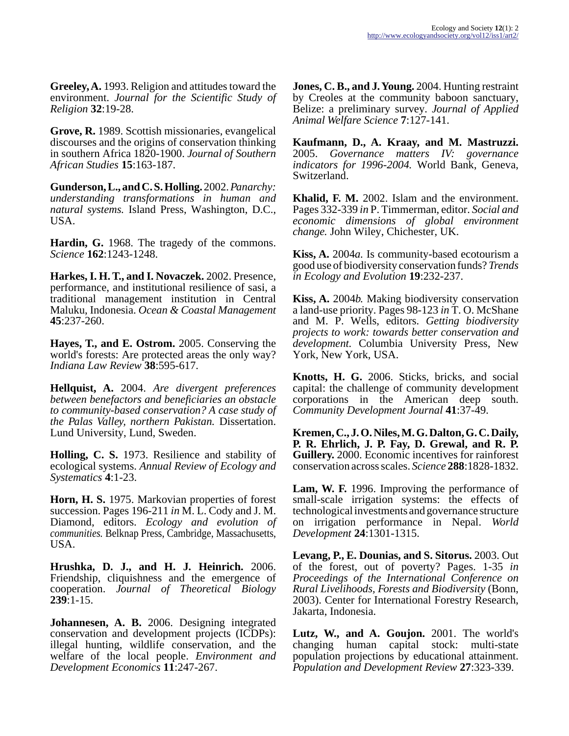**Greeley, A.** 1993. Religion and attitudes toward the environment. *Journal for the Scientific Study of Religion* **32**:19-28.

**Grove, R.** 1989. Scottish missionaries, evangelical discourses and the origins of conservation thinking in southern Africa 1820-1900. *Journal of Southern African Studies* **15**:163-187.

**Gunderson, L., and C. S. Holling.** 2002. *Panarchy: understanding transformations in human and natural systems.* Island Press, Washington, D.C., USA.

**Hardin, G.** 1968. The tragedy of the commons. *Science* **162**:1243-1248.

**Harkes, I. H. T., and I. Novaczek.** 2002. Presence, performance, and institutional resilience of sasi, a traditional management institution in Central Maluku, Indonesia. *Ocean & Coastal Management* **45**:237-260.

**Hayes, T., and E. Ostrom.** 2005. Conserving the world's forests: Are protected areas the only way? *Indiana Law Review* **38**:595-617.

**Hellquist, A.** 2004. *Are divergent preferences between benefactors and beneficiaries an obstacle to community-based conservation? A case study of the Palas Valley, northern Pakistan.* Dissertation. Lund University, Lund, Sweden.

**Holling, C. S.** 1973. Resilience and stability of ecological systems. *Annual Review of Ecology and Systematics* **4**:1-23.

**Horn, H. S.** 1975. Markovian properties of forest succession. Pages 196-211 *in* M. L. Cody and J. M. Diamond, editors. *Ecology and evolution of communities.* Belknap Press, Cambridge, Massachusetts, USA.

**Hrushka, D. J., and H. J. Heinrich.** 2006. Friendship, cliquishness and the emergence of cooperation. *Journal of Theoretical Biology* **239**:1-15.

**Johannesen, A. B.** 2006. Designing integrated conservation and development projects (ICDPs): illegal hunting, wildlife conservation, and the welfare of the local people. *Environment and Development Economics* **11**:247-267.

**Jones, C. B., and J. Young.** 2004. Hunting restraint by Creoles at the community baboon sanctuary, Belize: a preliminary survey. *Journal of Applied Animal Welfare Science* **7**:127-141.

**Kaufmann, D., A. Kraay, and M. Mastruzzi.** 2005. *Governance matters IV: governance indicators for 1996-2004.* World Bank, Geneva, Switzerland.

**Khalid, F. M.** 2002. Islam and the environment. Pages 332-339 *in* P. Timmerman, editor. *Social and economic dimensions of global environment change.* John Wiley, Chichester, UK.

**Kiss, A.** 2004*a*. Is community-based ecotourism a good use of biodiversity conservation funds? *Trends in Ecology and Evolution* **19**:232-237.

**Kiss, A.** 2004*b*. Making biodiversity conservation a land-use priority. Pages 98-123 *in* T. O. McShane and M. P. Wells, editors. *Getting biodiversity projects to work: towards better conservation and development.* Columbia University Press, New York, New York, USA.

**Knotts, H. G.** 2006. Sticks, bricks, and social capital: the challenge of community development corporations in the American deep south. *Community Development Journal* **41**:37-49.

**Kremen, C., J. O. Niles, M. G. Dalton, G. C. Daily, P. R. Ehrlich, J. P. Fay, D. Grewal, and R. P. Guillery.** 2000. Economic incentives for rainforest conservation across scales. *Science* **288**:1828-1832.

**Lam, W. F.** 1996. Improving the performance of small-scale irrigation systems: the effects of technological investments and governance structure on irrigation performance in Nepal. *World Development* **24**:1301-1315.

**Levang, P., E. Dounias, and S. Sitorus.** 2003. Out of the forest, out of poverty? Pages. 1-35 *in Proceedings of the International Conference on Rural Livelihoods, Forests and Biodiversity* (Bonn, 2003). Center for International Forestry Research, Jakarta, Indonesia.

**Lutz, W., and A. Goujon.** 2001. The world's changing human capital stock: multi-state population projections by educational attainment. *Population and Development Review* **27**:323-339.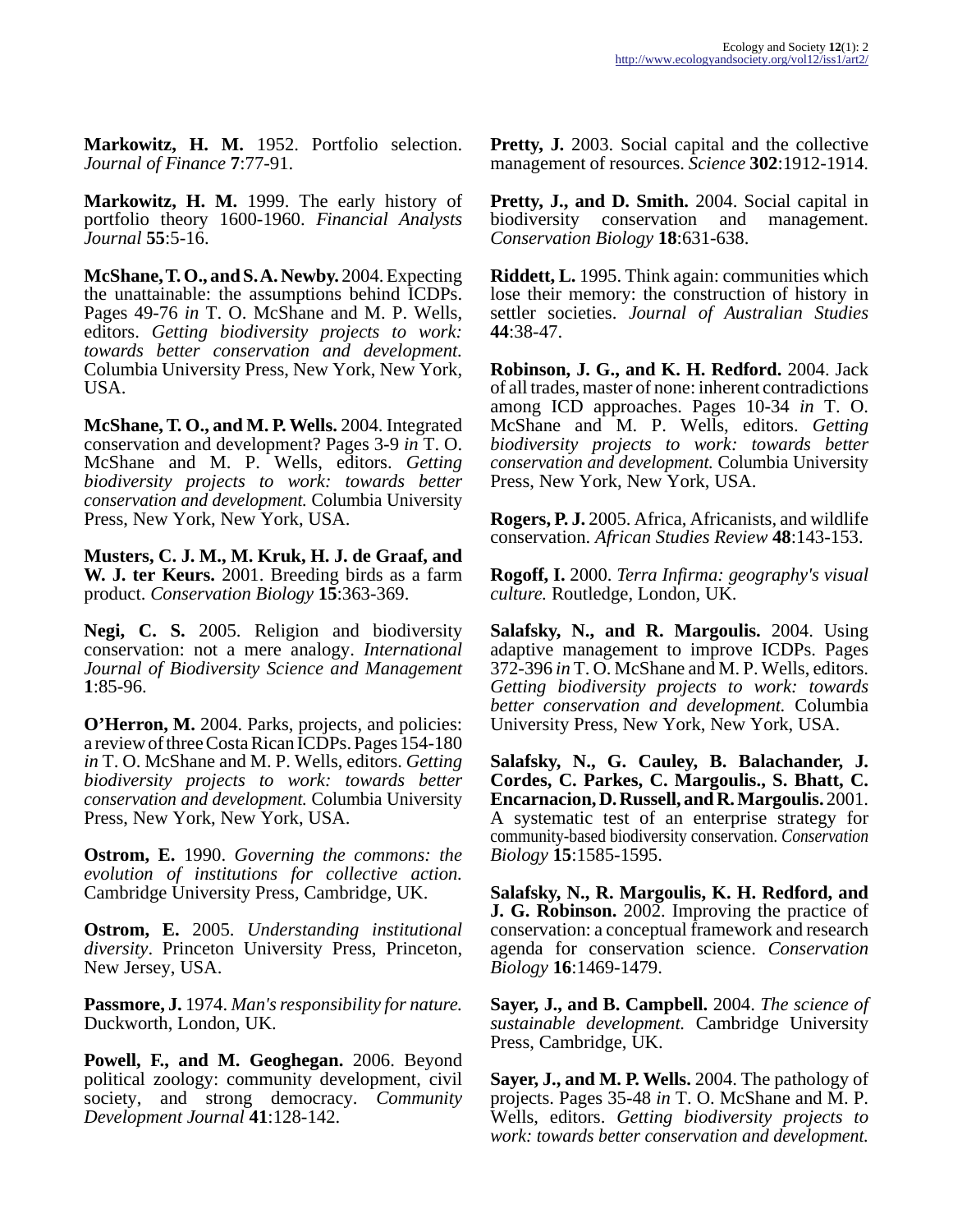**Markowitz, H. M.** 1952. Portfolio selection. *Journal of Finance* **7**:77-91.

**Markowitz, H. M.** 1999. The early history of portfolio theory 1600-1960. *Financial Analysts Journal* **55**:5-16.

**McShane, T. O., and S. A. Newby.** 2004. Expecting the unattainable: the assumptions behind ICDPs. Pages 49-76 *in* T. O. McShane and M. P. Wells, editors. *Getting biodiversity projects to work: towards better conservation and development.* Columbia University Press, New York, New York, USA.

**McShane, T. O., and M. P. Wells.** 2004. Integrated conservation and development? Pages 3-9 *in* T. O. McShane and M. P. Wells, editors. *Getting biodiversity projects to work: towards better conservation and development.* Columbia University Press, New York, New York, USA.

**Musters, C. J. M., M. Kruk, H. J. de Graaf, and W. J. ter Keurs.** 2001. Breeding birds as a farm product. *Conservation Biology* **15**:363-369.

**Negi, C. S.** 2005. Religion and biodiversity conservation: not a mere analogy. *International Journal of Biodiversity Science and Management* **1**:85-96.

**O'Herron, M.** 2004. Parks, projects, and policies: a review of three Costa Rican ICDPs. Pages 154-180 *in* T. O. McShane and M. P. Wells, editors. *Getting biodiversity projects to work: towards better conservation and development.* Columbia University Press, New York, New York, USA.

**Ostrom, E.** 1990. *Governing the commons: the evolution of institutions for collective action.* Cambridge University Press, Cambridge, UK.

**Ostrom, E.** 2005. *Understanding institutional diversity*. Princeton University Press, Princeton, New Jersey, USA.

**Passmore, J.** 1974. *Man's responsibility for nature.* Duckworth, London, UK.

**Powell, F., and M. Geoghegan.** 2006. Beyond political zoology: community development, civil society, and strong democracy. *Community Development Journal* **41**:128-142.

**Pretty, J.** 2003. Social capital and the collective management of resources. *Science* **302**:1912-1914.

**Pretty, J., and D. Smith.** 2004. Social capital in biodiversity conservation and management. *Conservation Biology* **18**:631-638.

**Riddett, L.** 1995. Think again: communities which lose their memory: the construction of history in settler societies. *Journal of Australian Studies* **44**:38-47.

**Robinson, J. G., and K. H. Redford.** 2004. Jack of all trades, master of none: inherent contradictions among ICD approaches. Pages 10-34 *in* T. O. McShane and M. P. Wells, editors. *Getting biodiversity projects to work: towards better conservation and development.* Columbia University Press, New York, New York, USA.

**Rogers, P. J.** 2005. Africa, Africanists, and wildlife conservation. *African Studies Review* **48**:143-153.

**Rogoff, I.** 2000. *Terra Infirma: geography's visual culture.* Routledge, London, UK.

**Salafsky, N., and R. Margoulis.** 2004. Using adaptive management to improve ICDPs. Pages 372-396 *in* T. O. McShane and M. P. Wells, editors. *Getting biodiversity projects to work: towards better conservation and development.* Columbia University Press, New York, New York, USA.

**Salafsky, N., G. Cauley, B. Balachander, J. Cordes, C. Parkes, C. Margoulis., S. Bhatt, C. Encarnacion, D. Russell, and R. Margoulis.** 2001. A systematic test of an enterprise strategy for community-based biodiversity conservation. *Conservation Biology* **15**:1585-1595.

**Salafsky, N., R. Margoulis, K. H. Redford, and J. G. Robinson.** 2002. Improving the practice of conservation: a conceptual framework and research agenda for conservation science. *Conservation Biology* **16**:1469-1479.

**Sayer, J., and B. Campbell.** 2004. *The science of sustainable development.* Cambridge University Press, Cambridge, UK.

**Sayer, J., and M. P. Wells.** 2004. The pathology of projects. Pages 35-48 *in* T. O. McShane and M. P. Wells, editors. *Getting biodiversity projects to work: towards better conservation and development.*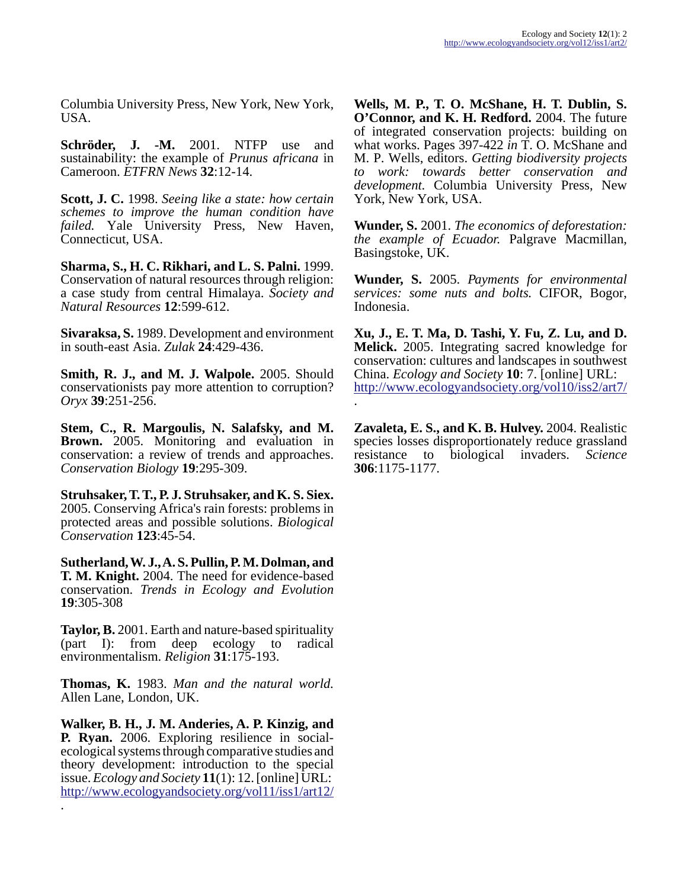Columbia University Press, New York, New York, USA.

**Schröder, J. -M.** 2001. NTFP use and sustainability: the example of *Prunus africana* in Cameroon. *ETFRN News* **32**:12-14.

**Scott, J. C.** 1998. *Seeing like a state: how certain schemes to improve the human condition have failed.* Yale University Press, New Haven, Connecticut, USA.

**Sharma, S., H. C. Rikhari, and L. S. Palni.** 1999. Conservation of natural resources through religion: a case study from central Himalaya. *Society and Natural Resources* **12**:599-612.

**Sivaraksa, S.** 1989. Development and environment in south-east Asia. *Zulak* **24**:429-436.

**Smith, R. J., and M. J. Walpole.** 2005. Should conservationists pay more attention to corruption? *Oryx* **39**:251-256.

**Stem, C., R. Margoulis, N. Salafsky, and M. Brown.** 2005. Monitoring and evaluation in conservation: a review of trends and approaches. *Conservation Biology* **19**:295-309.

**Struhsaker, T. T., P. J. Struhsaker, and K. S. Siex.** 2005. Conserving Africa's rain forests: problems in protected areas and possible solutions. *Biological Conservation* **123**:45-54.

**Sutherland, W. J., A. S. Pullin, P. M. Dolman, and T. M. Knight.** 2004. The need for evidence-based conservation. *Trends in Ecology and Evolution* **19**:305-308

**Taylor, B.** 2001. Earth and nature-based spirituality (part I): from deep ecology to radical environmentalism. *Religion* **31**:175-193.

**Thomas, K.** 1983. *Man and the natural world.* Allen Lane, London, UK.

**Walker, B. H., J. M. Anderies, A. P. Kinzig, and P. Ryan.** 2006. Exploring resilience in social-ecological systems through comparative studies and theory development: introduction to the special issue. *Ecology and Society* **11**(1): 12. [online] URL: http://www.ecologyandsociety.org/vol11/iss1/art12/.

**Wells, M. P., T. O. McShane, H. T. Dublin, S. O'Connor, and K. H. Redford.** 2004. The future of integrated conservation projects: building on what works. Pages 397-422 *in* T. O. McShane and M. P. Wells, editors. *Getting biodiversity projects to work: towards better conservation and development.* Columbia University Press, New York, New York, USA.

**Wunder, S.** 2001. *The economics of deforestation: the example of Ecuador.* Palgrave Macmillan, Basingstoke, UK.

**Wunder, S.** 2005. *Payments for environmental services: some nuts and bolts.* CIFOR, Bogor, Indonesia.

**Xu, J., E. T. Ma, D. Tashi, Y. Fu, Z. Lu, and D. Melick.** 2005. Integrating sacred knowledge for conservation: cultures and landscapes in southwest China. *Ecology and Society* **10**: 7. [online] URL: http://www.ecologyandsociety.org/vol10/iss2/art7/.

**Zavaleta, E. S., and K. B. Hulvey.** 2004. Realistic species losses disproportionately reduce grassland resistance to biological invaders. *Science* **306**:1175-1177.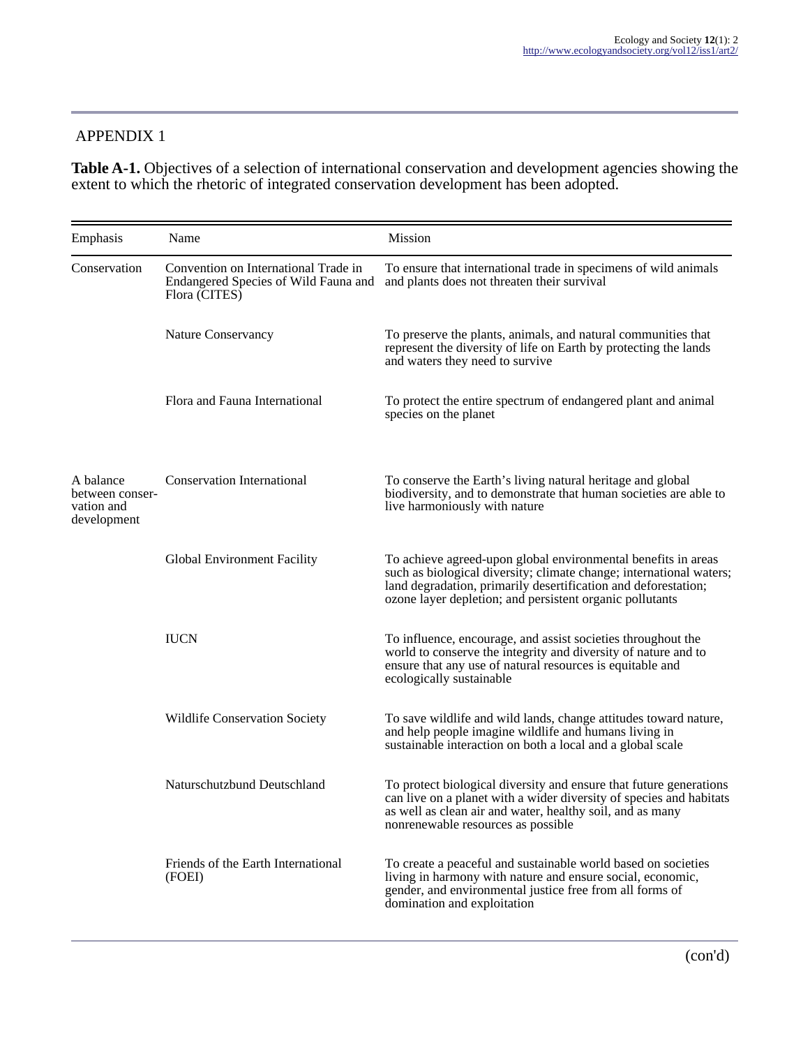## APPENDIX 1

**Table A-1.** Objectives of a selection of international conservation and development agencies showing the extent to which the rhetoric of integrated conservation development has been adopted.

| Emphasis | Name | Mission |
|---|---|---|
| Conservation | Convention on International Trade in Endangered Species of Wild Fauna and Flora (CITES) | To ensure that international trade in specimens of wild animals and plants does not threaten their survival |
| | Nature Conservancy | To preserve the plants, animals, and natural communities that represent the diversity of life on Earth by protecting the lands and waters they need to survive |
| | Flora and Fauna International | To protect the entire spectrum of endangered plant and animal species on the planet |
| A balance between conservation and development | Conservation International | To conserve the Earth's living natural heritage and global biodiversity, and to demonstrate that human societies are able to live harmoniously with nature |
| | Global Environment Facility | To achieve agreed-upon global environmental benefits in areas such as biological diversity; climate change; international waters; land degradation, primarily desertification and deforestation; ozone layer depletion; and persistent organic pollutants |
| | IUCN | To influence, encourage, and assist societies throughout the world to conserve the integrity and diversity of nature and to ensure that any use of natural resources is equitable and ecologically sustainable |
| | Wildlife Conservation Society | To save wildlife and wild lands, change attitudes toward nature, and help people imagine wildlife and humans living in sustainable interaction on both a local and a global scale |
| | Naturschutzbund Deutschland | To protect biological diversity and ensure that future generations can live on a planet with a wider diversity of species and habitats as well as clean air and water, healthy soil, and as many nonrenewable resources as possible |
| | Friends of the Earth International (FOEI) | To create a peaceful and sustainable world based on societies living in harmony with nature and ensure social, economic, gender, and environmental justice free from all forms of domination and exploitation |

(con'd)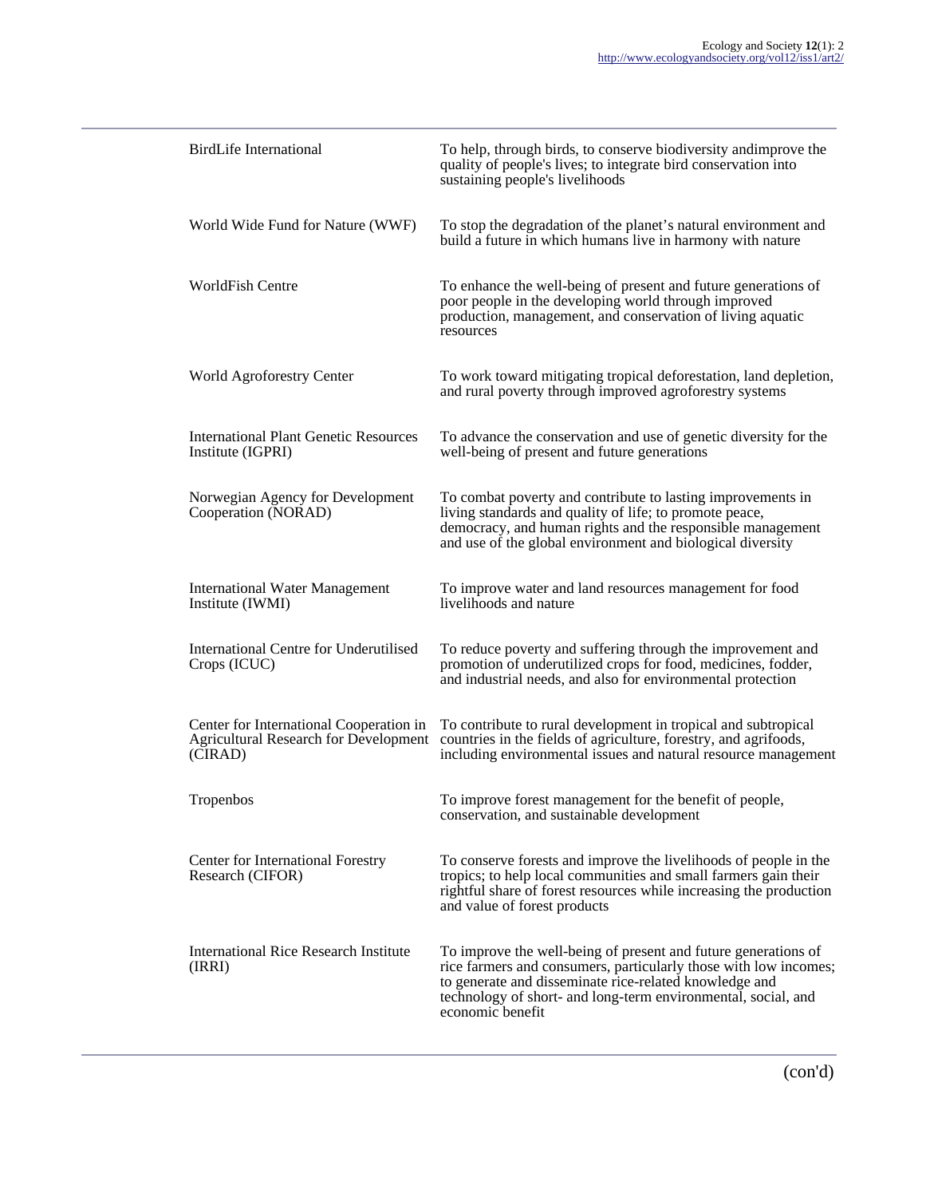| | |
|---|---|
| BirdLife International | To help, through birds, to conserve biodiversity andimprove the quality of people's lives; to integrate bird conservation into sustaining people's livelihoods |
| World Wide Fund for Nature (WWF) | To stop the degradation of the planet's natural environment and build a future in which humans live in harmony with nature |
| WorldFish Centre | To enhance the well-being of present and future generations of poor people in the developing world through improved production, management, and conservation of living aquatic resources |
| World Agroforestry Center | To work toward mitigating tropical deforestation, land depletion, and rural poverty through improved agroforestry systems |
| International Plant Genetic Resources Institute (IGPRI) | To advance the conservation and use of genetic diversity for the well-being of present and future generations |
| Norwegian Agency for Development Cooperation (NORAD) | To combat poverty and contribute to lasting improvements in living standards and quality of life; to promote peace, democracy, and human rights and the responsible management and use of the global environment and biological diversity |
| International Water Management Institute (IWMI) | To improve water and land resources management for food livelihoods and nature |
| International Centre for Underutilised Crops (ICUC) | To reduce poverty and suffering through the improvement and promotion of underutilized crops for food, medicines, fodder, and industrial needs, and also for environmental protection |
| Center for International Cooperation in Agricultural Research for Development (CIRAD) | To contribute to rural development in tropical and subtropical countries in the fields of agriculture, forestry, and agrifoods, including environmental issues and natural resource management |
| Tropenbos | To improve forest management for the benefit of people, conservation, and sustainable development |
| Center for International Forestry Research (CIFOR) | To conserve forests and improve the livelihoods of people in the tropics; to help local communities and small farmers gain their rightful share of forest resources while increasing the production and value of forest products |
| International Rice Research Institute (IRRI) | To improve the well-being of present and future generations of rice farmers and consumers, particularly those with low incomes; to generate and disseminate rice-related knowledge and technology of short- and long-term environmental, social, and economic benefit |

(con'd)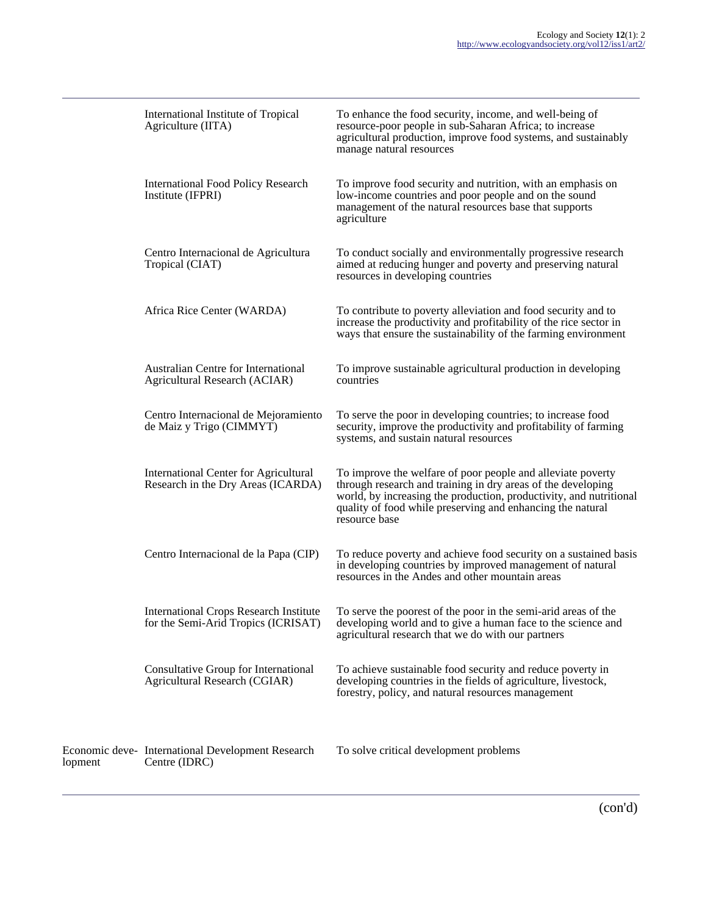| | | |
|---|---|---|
| | International Institute of Tropical Agriculture (IITA) | To enhance the food security, income, and well-being of resource-poor people in sub-Saharan Africa; to increase agricultural production, improve food systems, and sustainably manage natural resources |
| | International Food Policy Research Institute (IFPRI) | To improve food security and nutrition, with an emphasis on low-income countries and poor people and on the sound management of the natural resources base that supports agriculture |
| | Centro Internacional de Agricultura Tropical (CIAT) | To conduct socially and environmentally progressive research aimed at reducing hunger and poverty and preserving natural resources in developing countries |
| | Africa Rice Center (WARDA) | To contribute to poverty alleviation and food security and to increase the productivity and profitability of the rice sector in ways that ensure the sustainability of the farming environment |
| | Australian Centre for International Agricultural Research (ACIAR) | To improve sustainable agricultural production in developing countries |
| | Centro Internacional de Mejoramiento de Maiz y Trigo (CIMMYT) | To serve the poor in developing countries; to increase food security, improve the productivity and profitability of farming systems, and sustain natural resources |
| | International Center for Agricultural Research in the Dry Areas (ICARDA) | To improve the welfare of poor people and alleviate poverty through research and training in dry areas of the developing world, by increasing the production, productivity, and nutritional quality of food while preserving and enhancing the natural resource base |
| | Centro Internacional de la Papa (CIP) | To reduce poverty and achieve food security on a sustained basis in developing countries by improved management of natural resources in the Andes and other mountain areas |
| | International Crops Research Institute for the Semi-Arid Tropics (ICRISAT) | To serve the poorest of the poor in the semi-arid areas of the developing world and to give a human face to the science and agricultural research that we do with our partners |
| | Consultative Group for International Agricultural Research (CGIAR) | To achieve sustainable food security and reduce poverty in developing countries in the fields of agriculture, livestock, forestry, policy, and natural resources management |
| Economic development | International Development Research Centre (IDRC) | To solve critical development problems |

(con'd)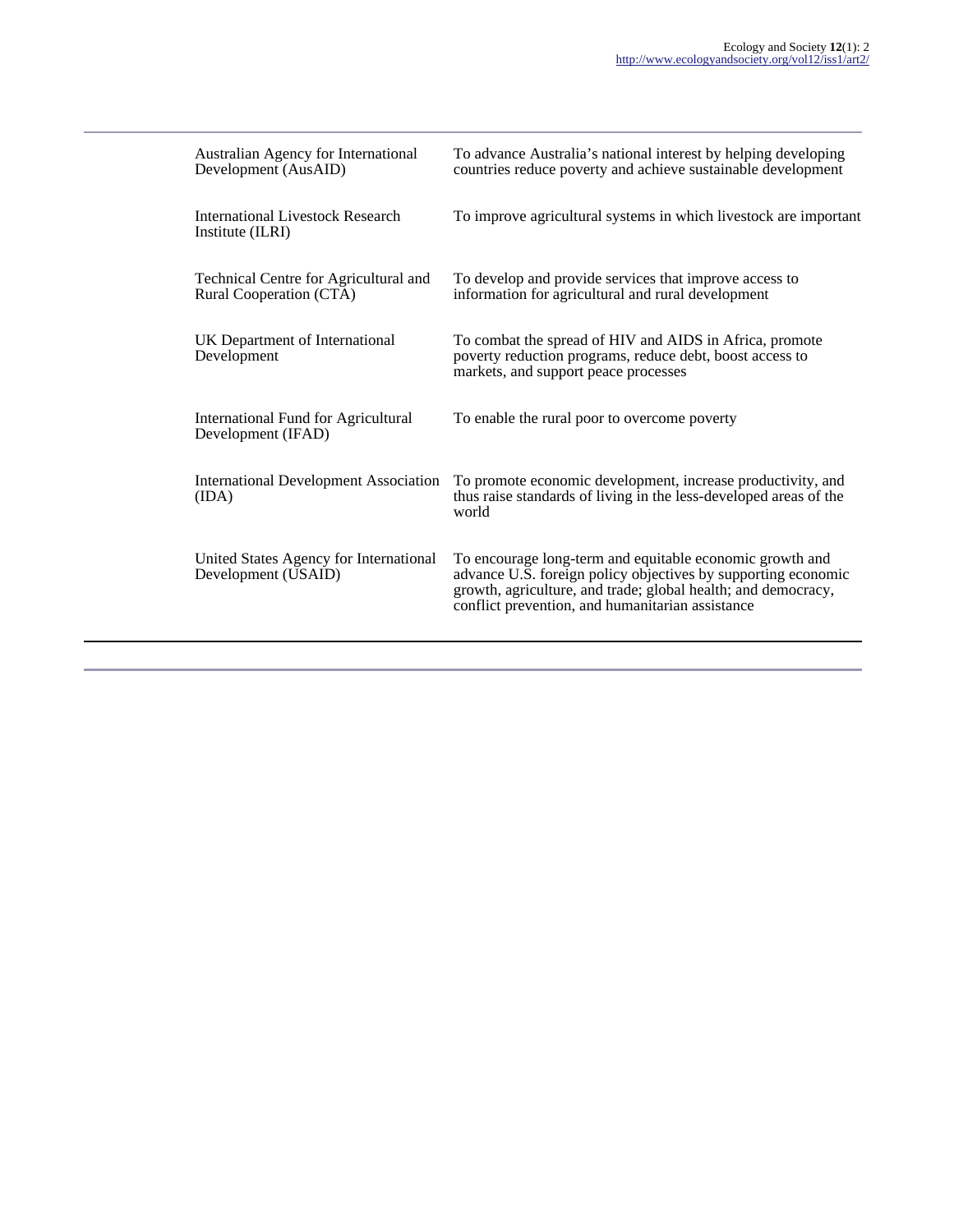| | |
|---|---|
| Australian Agency for International Development (AusAID) | To advance Australia's national interest by helping developing countries reduce poverty and achieve sustainable development |
| International Livestock Research Institute (ILRI) | To improve agricultural systems in which livestock are important |
| Technical Centre for Agricultural and Rural Cooperation (CTA) | To develop and provide services that improve access to information for agricultural and rural development |
| UK Department of International Development | To combat the spread of HIV and AIDS in Africa, promote poverty reduction programs, reduce debt, boost access to markets, and support peace processes |
| International Fund for Agricultural Development (IFAD) | To enable the rural poor to overcome poverty |
| International Development Association (IDA) | To promote economic development, increase productivity, and thus raise standards of living in the less-developed areas of the world |
| United States Agency for International Development (USAID) | To encourage long-term and equitable economic growth and advance U.S. foreign policy objectives by supporting economic growth, agriculture, and trade; global health; and democracy, conflict prevention, and humanitarian assistance |